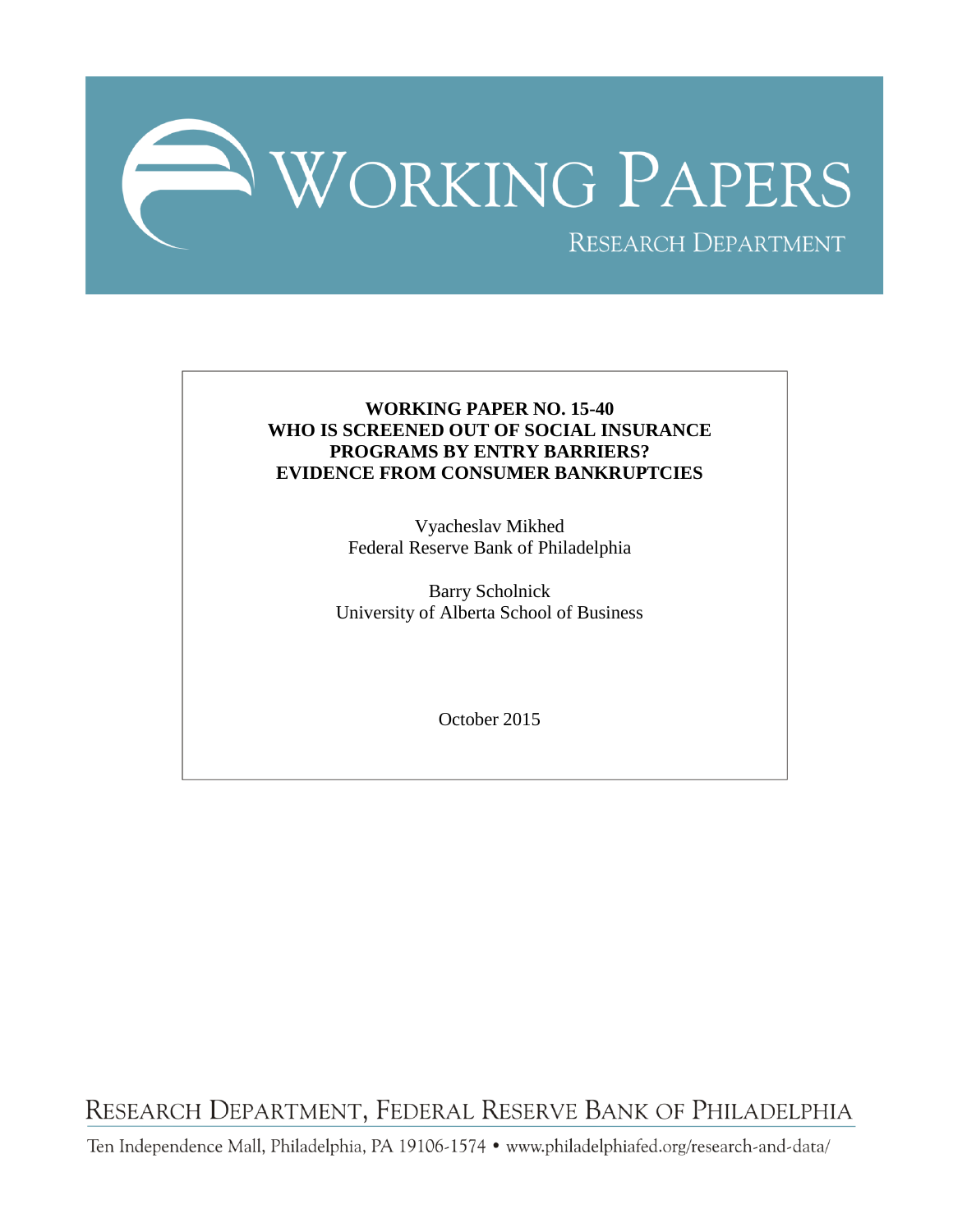# WORKING PAPERS

RESEARCH DEPARTMENT

**WORKING PAPER NO. 15-40**
**WHO IS SCREENED OUT OF SOCIAL INSURANCE PROGRAMS BY ENTRY BARRIERS?**
**EVIDENCE FROM CONSUMER BANKRUPTCIES**

Vyacheslav Mikhed
Federal Reserve Bank of Philadelphia

Barry Scholnick
University of Alberta School of Business

October 2015

RESEARCH DEPARTMENT, FEDERAL RESERVE BANK OF PHILADELPHIA

Ten Independence Mall, Philadelphia, PA 19106-1574 • www.philadelphiafed.org/research-and-data/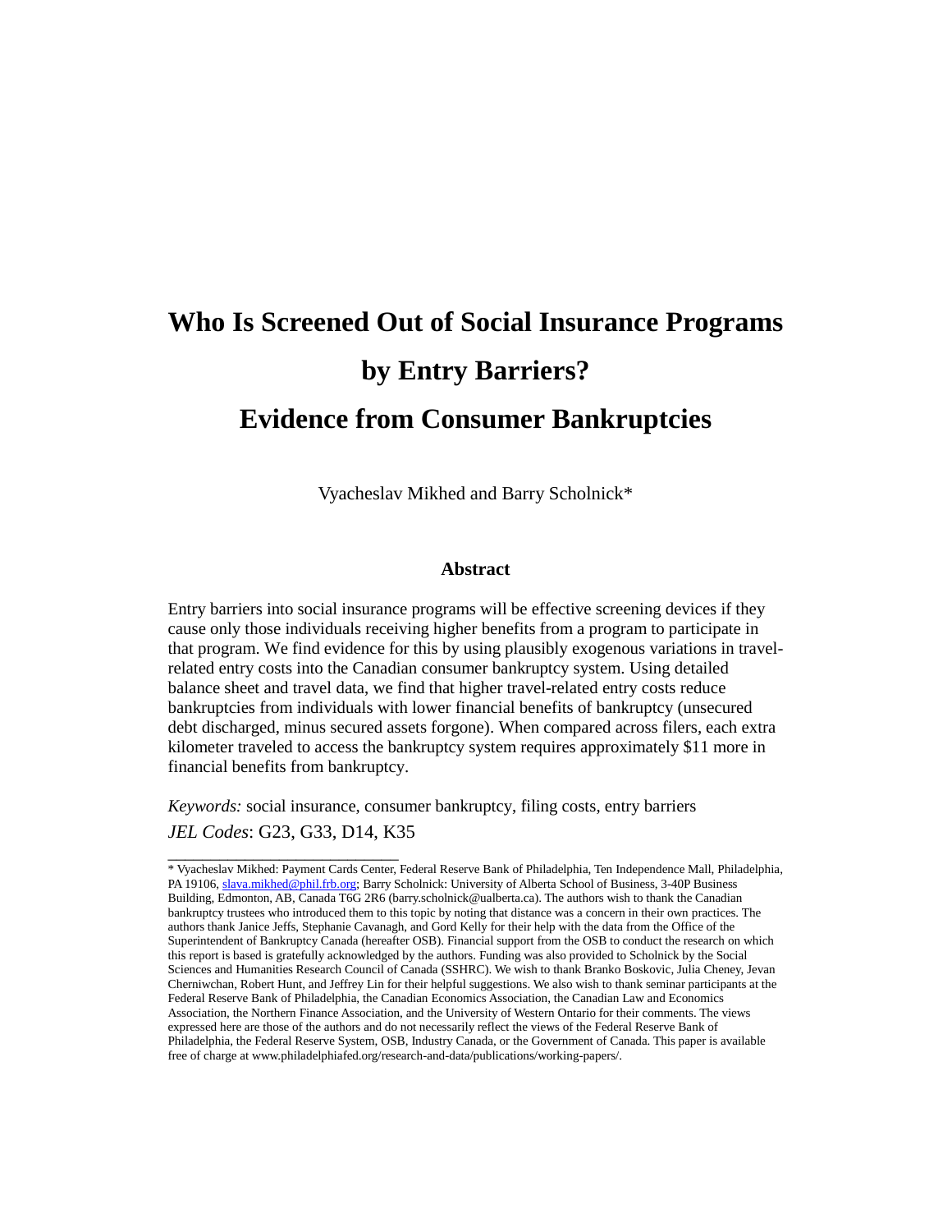# Who Is Screened Out of Social Insurance Programs by Entry Barriers? Evidence from Consumer Bankruptcies

Vyacheslav Mikhed and Barry Scholnick*

### Abstract

Entry barriers into social insurance programs will be effective screening devices if they cause only those individuals receiving higher benefits from a program to participate in that program. We find evidence for this by using plausibly exogenous variations in travel-related entry costs into the Canadian consumer bankruptcy system. Using detailed balance sheet and travel data, we find that higher travel-related entry costs reduce bankruptcies from individuals with lower financial benefits of bankruptcy (unsecured debt discharged, minus secured assets forgone). When compared across filers, each extra kilometer traveled to access the bankruptcy system requires approximately $11 more in financial benefits from bankruptcy.

*Keywords:* social insurance, consumer bankruptcy, filing costs, entry barriers

*JEL Codes*: G23, G33, D14, K35

---

* Vyacheslav Mikhed: Payment Cards Center, Federal Reserve Bank of Philadelphia, Ten Independence Mall, Philadelphia, PA 19106, slava.mikhed@phil.frb.org; Barry Scholnick: University of Alberta School of Business, 3-40P Business Building, Edmonton, AB, Canada T6G 2R6 (barry.scholnick@ualberta.ca). The authors wish to thank the Canadian bankruptcy trustees who introduced them to this topic by noting that distance was a concern in their own practices. The authors thank Janice Jeffs, Stephanie Cavanagh, and Gord Kelly for their help with the data from the Office of the Superintendent of Bankruptcy Canada (hereafter OSB). Financial support from the OSB to conduct the research on which this report is based is gratefully acknowledged by the authors. Funding was also provided to Scholnick by the Social Sciences and Humanities Research Council of Canada (SSHRC). We wish to thank Branko Boskovic, Julia Cheney, Jevan Cherniwchan, Robert Hunt, and Jeffrey Lin for their helpful suggestions. We also wish to thank seminar participants at the Federal Reserve Bank of Philadelphia, the Canadian Economics Association, the Canadian Law and Economics Association, the Northern Finance Association, and the University of Western Ontario for their comments. The views expressed here are those of the authors and do not necessarily reflect the views of the Federal Reserve Bank of Philadelphia, the Federal Reserve System, OSB, Industry Canada, or the Government of Canada. This paper is available free of charge at www.philadelphiafed.org/research-and-data/publications/working-papers/.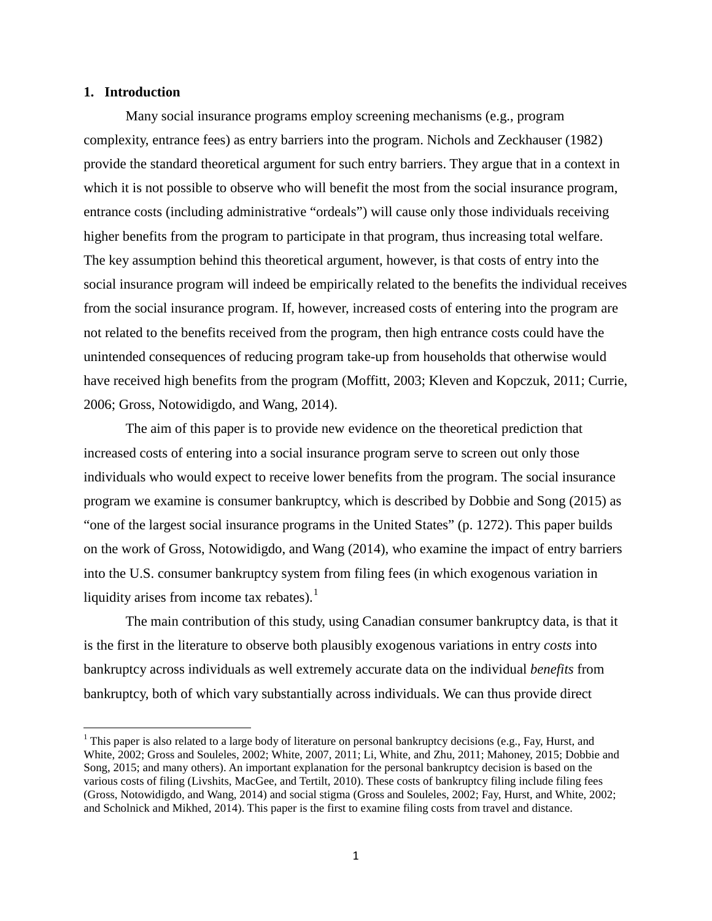## 1. Introduction

Many social insurance programs employ screening mechanisms (e.g., program complexity, entrance fees) as entry barriers into the program. Nichols and Zeckhauser (1982) provide the standard theoretical argument for such entry barriers. They argue that in a context in which it is not possible to observe who will benefit the most from the social insurance program, entrance costs (including administrative "ordeals") will cause only those individuals receiving higher benefits from the program to participate in that program, thus increasing total welfare. The key assumption behind this theoretical argument, however, is that costs of entry into the social insurance program will indeed be empirically related to the benefits the individual receives from the social insurance program. If, however, increased costs of entering into the program are not related to the benefits received from the program, then high entrance costs could have the unintended consequences of reducing program take-up from households that otherwise would have received high benefits from the program (Moffitt, 2003; Kleven and Kopczuk, 2011; Currie, 2006; Gross, Notowidigdo, and Wang, 2014).

The aim of this paper is to provide new evidence on the theoretical prediction that increased costs of entering into a social insurance program serve to screen out only those individuals who would expect to receive lower benefits from the program. The social insurance program we examine is consumer bankruptcy, which is described by Dobbie and Song (2015) as "one of the largest social insurance programs in the United States" (p. 1272). This paper builds on the work of Gross, Notowidigdo, and Wang (2014), who examine the impact of entry barriers into the U.S. consumer bankruptcy system from filing fees (in which exogenous variation in liquidity arises from income tax rebates).[1]

The main contribution of this study, using Canadian consumer bankruptcy data, is that it is the first in the literature to observe both plausibly exogenous variations in entry *costs* into bankruptcy across individuals as well extremely accurate data on the individual *benefits* from bankruptcy, both of which vary substantially across individuals. We can thus provide direct

[1] This paper is also related to a large body of literature on personal bankruptcy decisions (e.g., Fay, Hurst, and White, 2002; Gross and Souleles, 2002; White, 2007, 2011; Li, White, and Zhu, 2011; Mahoney, 2015; Dobbie and Song, 2015; and many others). An important explanation for the personal bankruptcy decision is based on the various costs of filing (Livshits, MacGee, and Tertilt, 2010). These costs of bankruptcy filing include filing fees (Gross, Notowidigdo, and Wang, 2014) and social stigma (Gross and Souleles, 2002; Fay, Hurst, and White, 2002; and Scholnick and Mikhed, 2014). This paper is the first to examine filing costs from travel and distance.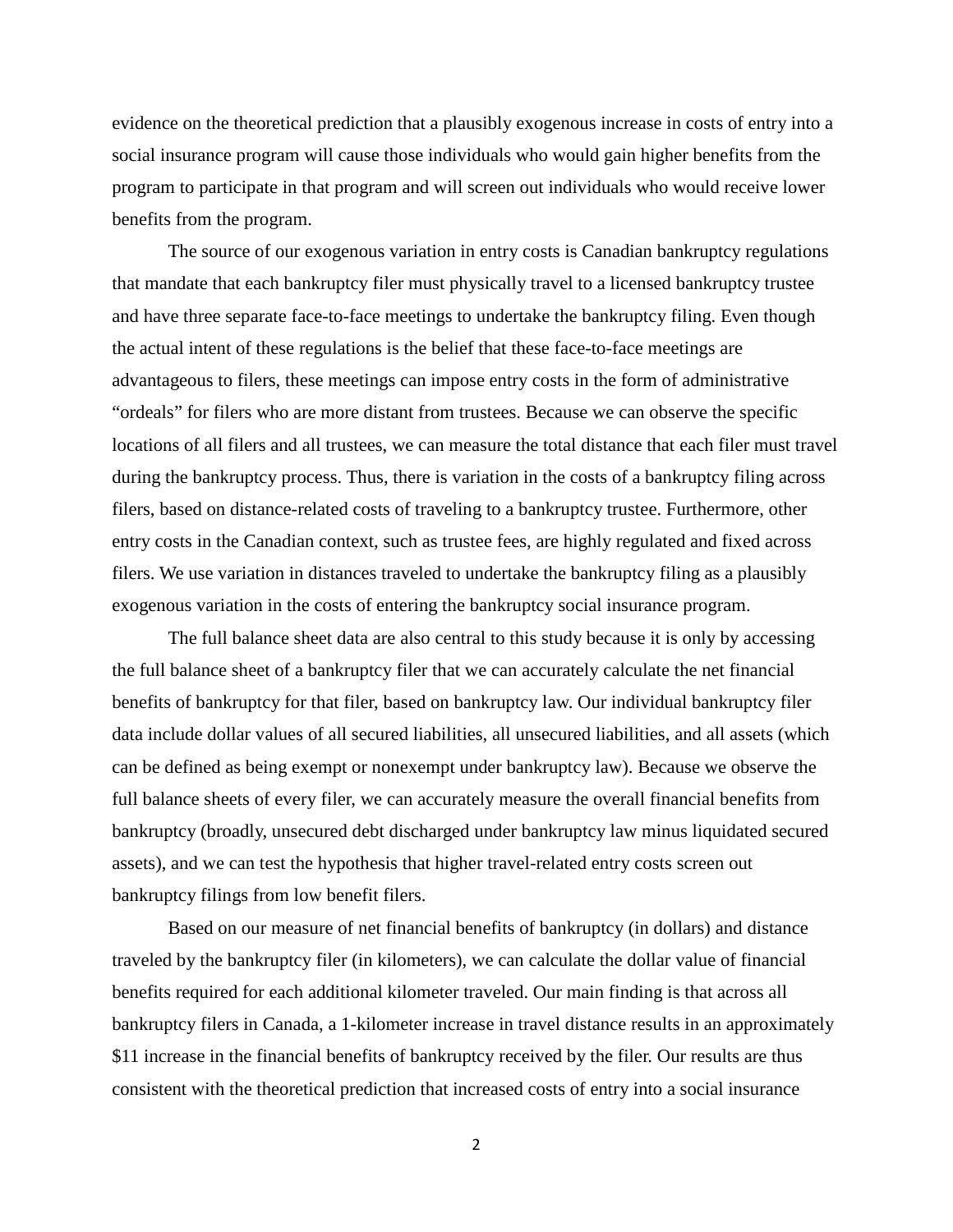evidence on the theoretical prediction that a plausibly exogenous increase in costs of entry into a social insurance program will cause those individuals who would gain higher benefits from the program to participate in that program and will screen out individuals who would receive lower benefits from the program.

The source of our exogenous variation in entry costs is Canadian bankruptcy regulations that mandate that each bankruptcy filer must physically travel to a licensed bankruptcy trustee and have three separate face-to-face meetings to undertake the bankruptcy filing. Even though the actual intent of these regulations is the belief that these face-to-face meetings are advantageous to filers, these meetings can impose entry costs in the form of administrative "ordeals" for filers who are more distant from trustees. Because we can observe the specific locations of all filers and all trustees, we can measure the total distance that each filer must travel during the bankruptcy process. Thus, there is variation in the costs of a bankruptcy filing across filers, based on distance-related costs of traveling to a bankruptcy trustee. Furthermore, other entry costs in the Canadian context, such as trustee fees, are highly regulated and fixed across filers. We use variation in distances traveled to undertake the bankruptcy filing as a plausibly exogenous variation in the costs of entering the bankruptcy social insurance program.

The full balance sheet data are also central to this study because it is only by accessing the full balance sheet of a bankruptcy filer that we can accurately calculate the net financial benefits of bankruptcy for that filer, based on bankruptcy law. Our individual bankruptcy filer data include dollar values of all secured liabilities, all unsecured liabilities, and all assets (which can be defined as being exempt or nonexempt under bankruptcy law). Because we observe the full balance sheets of every filer, we can accurately measure the overall financial benefits from bankruptcy (broadly, unsecured debt discharged under bankruptcy law minus liquidated secured assets), and we can test the hypothesis that higher travel-related entry costs screen out bankruptcy filings from low benefit filers.

Based on our measure of net financial benefits of bankruptcy (in dollars) and distance traveled by the bankruptcy filer (in kilometers), we can calculate the dollar value of financial benefits required for each additional kilometer traveled. Our main finding is that across all bankruptcy filers in Canada, a 1-kilometer increase in travel distance results in an approximately $11 increase in the financial benefits of bankruptcy received by the filer. Our results are thus consistent with the theoretical prediction that increased costs of entry into a social insurance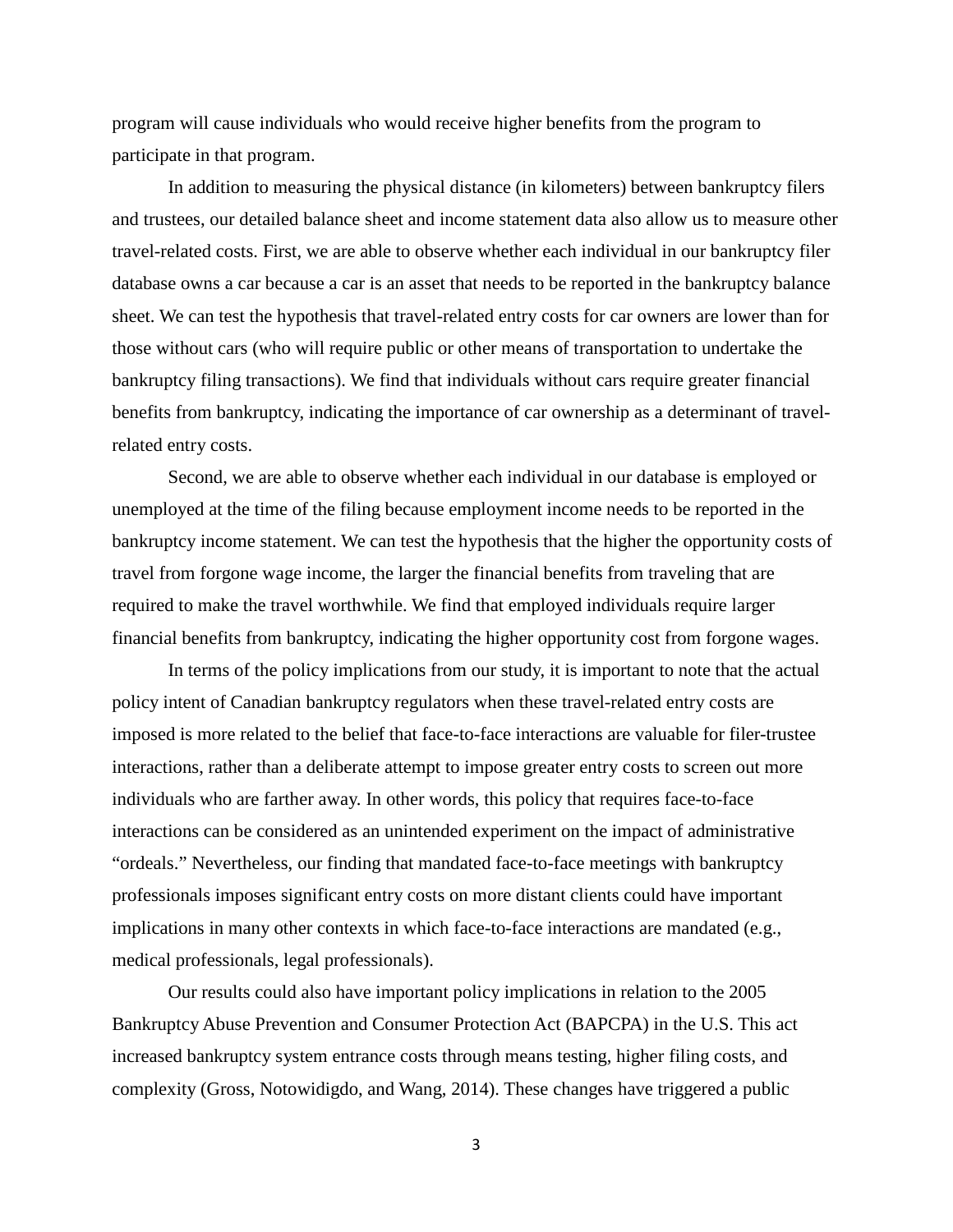program will cause individuals who would receive higher benefits from the program to participate in that program.

In addition to measuring the physical distance (in kilometers) between bankruptcy filers and trustees, our detailed balance sheet and income statement data also allow us to measure other travel-related costs. First, we are able to observe whether each individual in our bankruptcy filer database owns a car because a car is an asset that needs to be reported in the bankruptcy balance sheet. We can test the hypothesis that travel-related entry costs for car owners are lower than for those without cars (who will require public or other means of transportation to undertake the bankruptcy filing transactions). We find that individuals without cars require greater financial benefits from bankruptcy, indicating the importance of car ownership as a determinant of travel-related entry costs.

Second, we are able to observe whether each individual in our database is employed or unemployed at the time of the filing because employment income needs to be reported in the bankruptcy income statement. We can test the hypothesis that the higher the opportunity costs of travel from forgone wage income, the larger the financial benefits from traveling that are required to make the travel worthwhile. We find that employed individuals require larger financial benefits from bankruptcy, indicating the higher opportunity cost from forgone wages.

In terms of the policy implications from our study, it is important to note that the actual policy intent of Canadian bankruptcy regulators when these travel-related entry costs are imposed is more related to the belief that face-to-face interactions are valuable for filer-trustee interactions, rather than a deliberate attempt to impose greater entry costs to screen out more individuals who are farther away. In other words, this policy that requires face-to-face interactions can be considered as an unintended experiment on the impact of administrative "ordeals." Nevertheless, our finding that mandated face-to-face meetings with bankruptcy professionals imposes significant entry costs on more distant clients could have important implications in many other contexts in which face-to-face interactions are mandated (e.g., medical professionals, legal professionals).

Our results could also have important policy implications in relation to the 2005 Bankruptcy Abuse Prevention and Consumer Protection Act (BAPCPA) in the U.S. This act increased bankruptcy system entrance costs through means testing, higher filing costs, and complexity (Gross, Notowidigdo, and Wang, 2014). These changes have triggered a public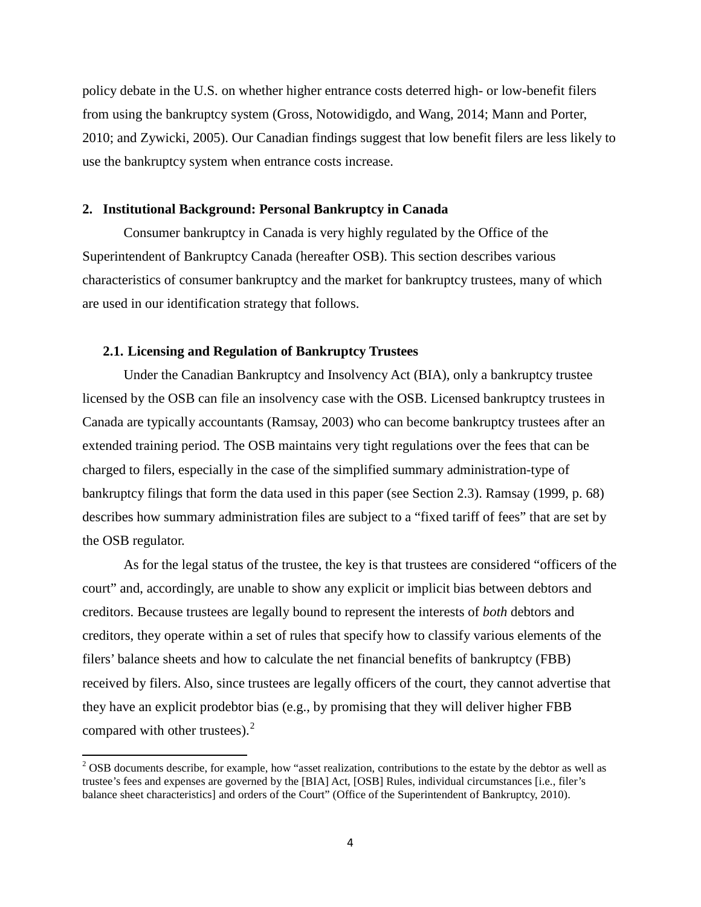policy debate in the U.S. on whether higher entrance costs deterred high- or low-benefit filers from using the bankruptcy system (Gross, Notowidigdo, and Wang, 2014; Mann and Porter, 2010; and Zywicki, 2005). Our Canadian findings suggest that low benefit filers are less likely to use the bankruptcy system when entrance costs increase.

## 2. Institutional Background: Personal Bankruptcy in Canada

Consumer bankruptcy in Canada is very highly regulated by the Office of the Superintendent of Bankruptcy Canada (hereafter OSB). This section describes various characteristics of consumer bankruptcy and the market for bankruptcy trustees, many of which are used in our identification strategy that follows.

### 2.1. Licensing and Regulation of Bankruptcy Trustees

Under the Canadian Bankruptcy and Insolvency Act (BIA), only a bankruptcy trustee licensed by the OSB can file an insolvency case with the OSB. Licensed bankruptcy trustees in Canada are typically accountants (Ramsay, 2003) who can become bankruptcy trustees after an extended training period. The OSB maintains very tight regulations over the fees that can be charged to filers, especially in the case of the simplified summary administration-type of bankruptcy filings that form the data used in this paper (see Section 2.3). Ramsay (1999, p. 68) describes how summary administration files are subject to a "fixed tariff of fees" that are set by the OSB regulator.

As for the legal status of the trustee, the key is that trustees are considered "officers of the court" and, accordingly, are unable to show any explicit or implicit bias between debtors and creditors. Because trustees are legally bound to represent the interests of *both* debtors and creditors, they operate within a set of rules that specify how to classify various elements of the filers' balance sheets and how to calculate the net financial benefits of bankruptcy (FBB) received by filers. Also, since trustees are legally officers of the court, they cannot advertise that they have an explicit prodebtor bias (e.g., by promising that they will deliver higher FBB compared with other trustees).[2]

[2] OSB documents describe, for example, how "asset realization, contributions to the estate by the debtor as well as trustee's fees and expenses are governed by the [BIA] Act, [OSB] Rules, individual circumstances [i.e., filer's balance sheet characteristics] and orders of the Court" (Office of the Superintendent of Bankruptcy, 2010).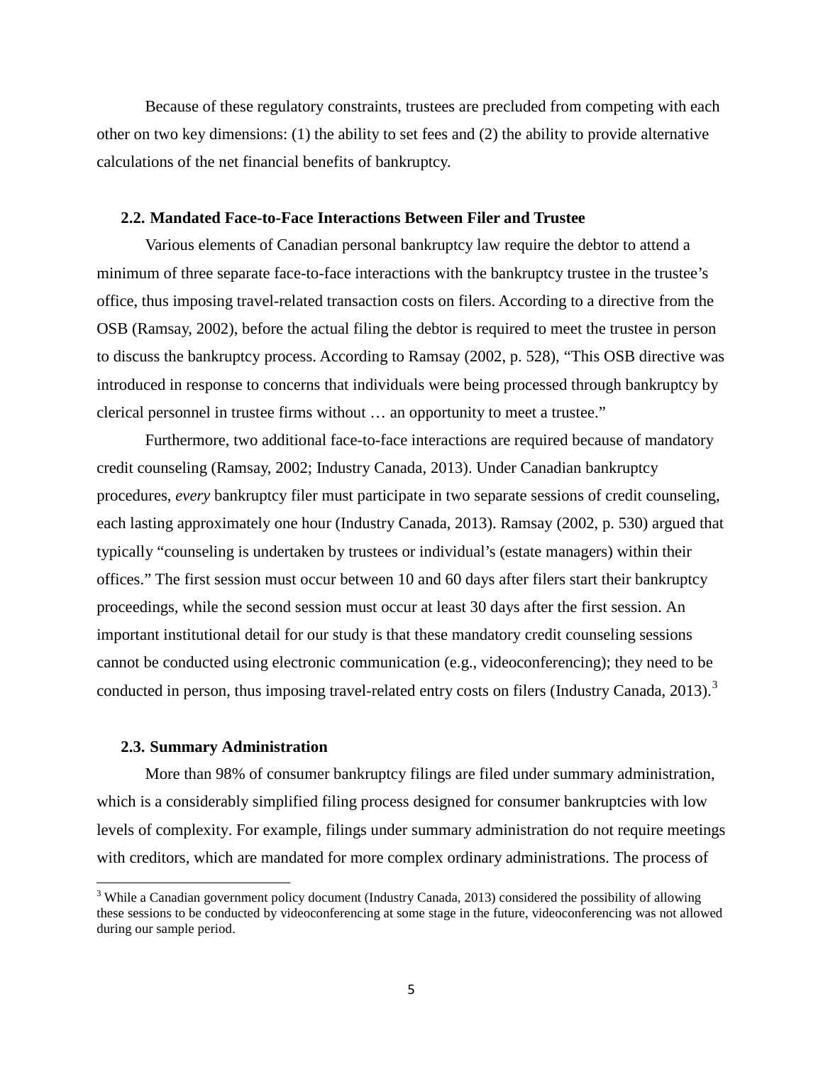Because of these regulatory constraints, trustees are precluded from competing with each other on two key dimensions: (1) the ability to set fees and (2) the ability to provide alternative calculations of the net financial benefits of bankruptcy.

### 2.2. Mandated Face-to-Face Interactions Between Filer and Trustee

Various elements of Canadian personal bankruptcy law require the debtor to attend a minimum of three separate face-to-face interactions with the bankruptcy trustee in the trustee's office, thus imposing travel-related transaction costs on filers. According to a directive from the OSB (Ramsay, 2002), before the actual filing the debtor is required to meet the trustee in person to discuss the bankruptcy process. According to Ramsay (2002, p. 528), "This OSB directive was introduced in response to concerns that individuals were being processed through bankruptcy by clerical personnel in trustee firms without … an opportunity to meet a trustee."

Furthermore, two additional face-to-face interactions are required because of mandatory credit counseling (Ramsay, 2002; Industry Canada, 2013). Under Canadian bankruptcy procedures, *every* bankruptcy filer must participate in two separate sessions of credit counseling, each lasting approximately one hour (Industry Canada, 2013). Ramsay (2002, p. 530) argued that typically "counseling is undertaken by trustees or individual's (estate managers) within their offices." The first session must occur between 10 and 60 days after filers start their bankruptcy proceedings, while the second session must occur at least 30 days after the first session. An important institutional detail for our study is that these mandatory credit counseling sessions cannot be conducted using electronic communication (e.g., videoconferencing); they need to be conducted in person, thus imposing travel-related entry costs on filers (Industry Canada, 2013).[3]

### 2.3. Summary Administration

More than 98% of consumer bankruptcy filings are filed under summary administration, which is a considerably simplified filing process designed for consumer bankruptcies with low levels of complexity. For example, filings under summary administration do not require meetings with creditors, which are mandated for more complex ordinary administrations. The process of

[3] While a Canadian government policy document (Industry Canada, 2013) considered the possibility of allowing these sessions to be conducted by videoconferencing at some stage in the future, videoconferencing was not allowed during our sample period.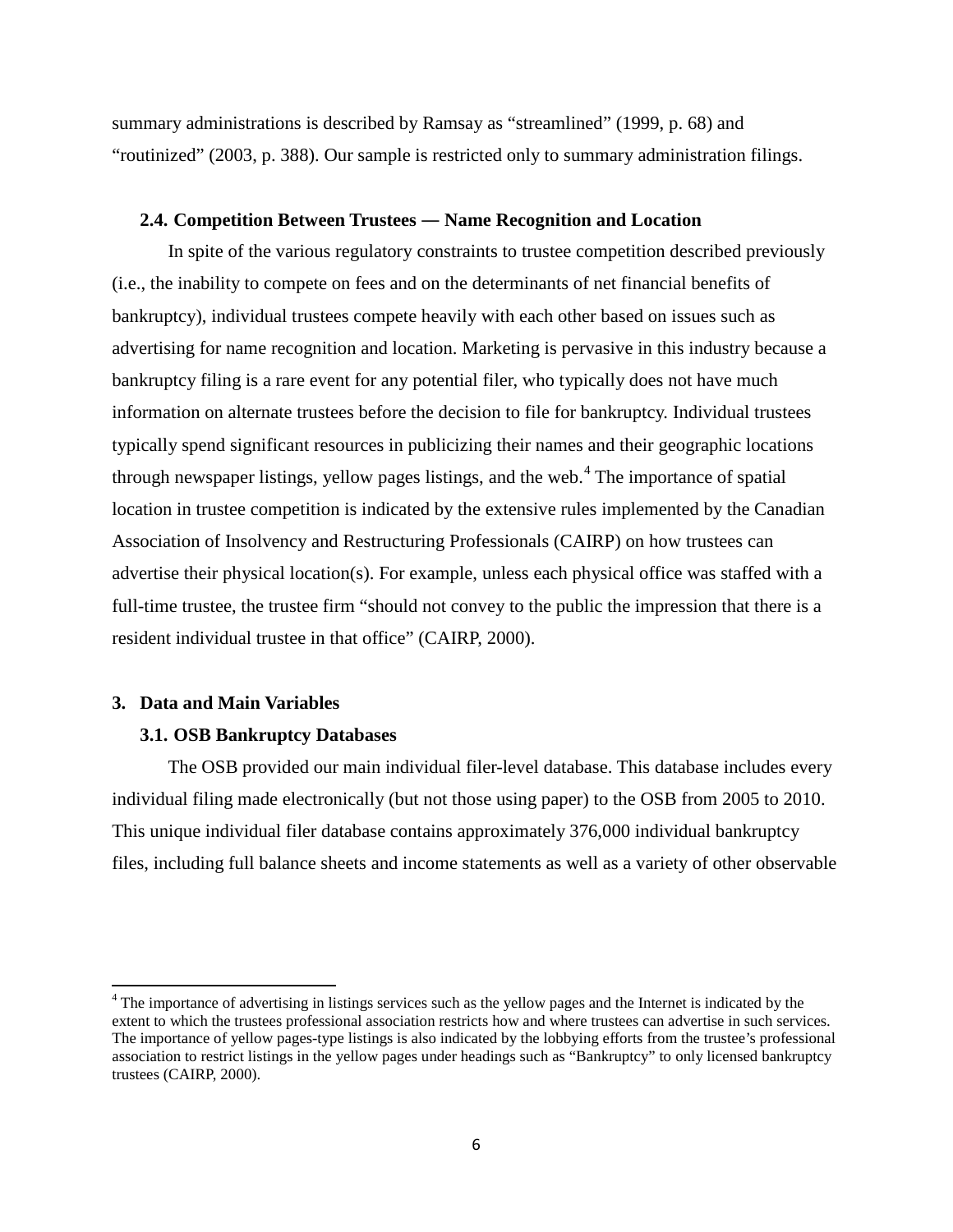summary administrations is described by Ramsay as "streamlined" (1999, p. 68) and "routinized" (2003, p. 388). Our sample is restricted only to summary administration filings.

### 2.4. Competition Between Trustees — Name Recognition and Location

In spite of the various regulatory constraints to trustee competition described previously (i.e., the inability to compete on fees and on the determinants of net financial benefits of bankruptcy), individual trustees compete heavily with each other based on issues such as advertising for name recognition and location. Marketing is pervasive in this industry because a bankruptcy filing is a rare event for any potential filer, who typically does not have much information on alternate trustees before the decision to file for bankruptcy. Individual trustees typically spend significant resources in publicizing their names and their geographic locations through newspaper listings, yellow pages listings, and the web.[4] The importance of spatial location in trustee competition is indicated by the extensive rules implemented by the Canadian Association of Insolvency and Restructuring Professionals (CAIRP) on how trustees can advertise their physical location(s). For example, unless each physical office was staffed with a full-time trustee, the trustee firm "should not convey to the public the impression that there is a resident individual trustee in that office" (CAIRP, 2000).

## 3. Data and Main Variables

### 3.1. OSB Bankruptcy Databases

The OSB provided our main individual filer-level database. This database includes every individual filing made electronically (but not those using paper) to the OSB from 2005 to 2010. This unique individual filer database contains approximately 376,000 individual bankruptcy files, including full balance sheets and income statements as well as a variety of other observable

[4] The importance of advertising in listings services such as the yellow pages and the Internet is indicated by the extent to which the trustees professional association restricts how and where trustees can advertise in such services. The importance of yellow pages-type listings is also indicated by the lobbying efforts from the trustee's professional association to restrict listings in the yellow pages under headings such as "Bankruptcy" to only licensed bankruptcy trustees (CAIRP, 2000).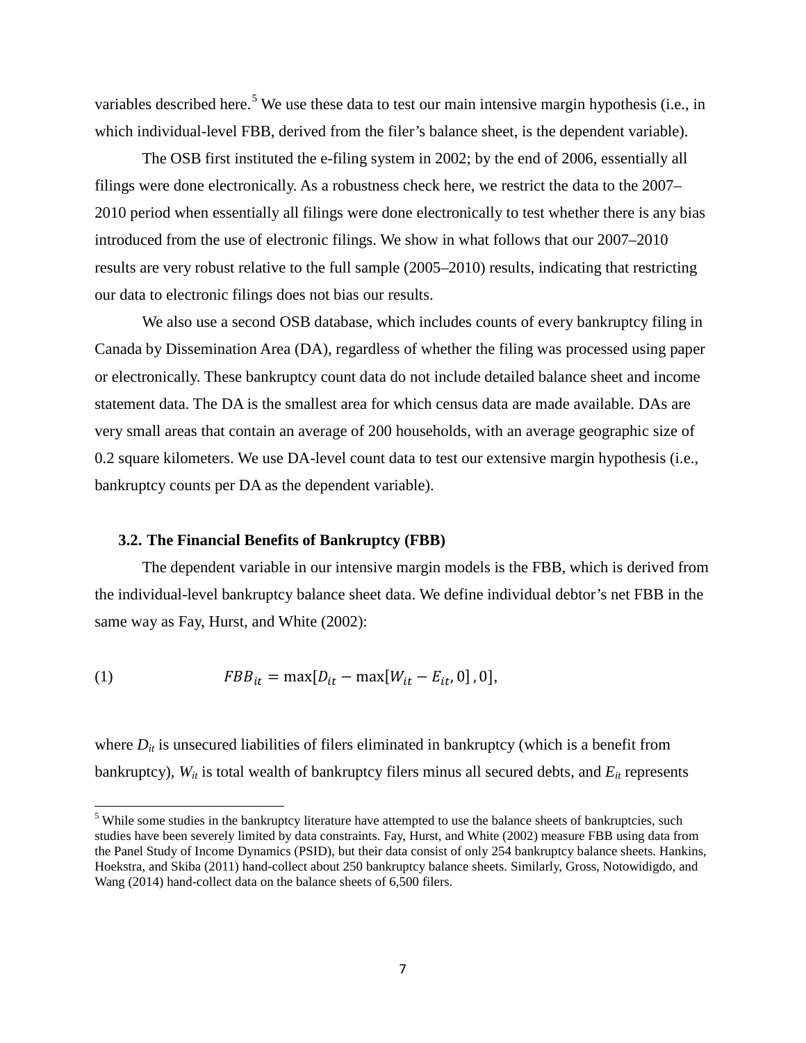variables described here.[5] We use these data to test our main intensive margin hypothesis (i.e., in which individual-level FBB, derived from the filer's balance sheet, is the dependent variable).

The OSB first instituted the e-filing system in 2002; by the end of 2006, essentially all filings were done electronically. As a robustness check here, we restrict the data to the 2007–2010 period when essentially all filings were done electronically to test whether there is any bias introduced from the use of electronic filings. We show in what follows that our 2007–2010 results are very robust relative to the full sample (2005–2010) results, indicating that restricting our data to electronic filings does not bias our results.

We also use a second OSB database, which includes counts of every bankruptcy filing in Canada by Dissemination Area (DA), regardless of whether the filing was processed using paper or electronically. These bankruptcy count data do not include detailed balance sheet and income statement data. The DA is the smallest area for which census data are made available. DAs are very small areas that contain an average of 200 households, with an average geographic size of 0.2 square kilometers. We use DA-level count data to test our extensive margin hypothesis (i.e., bankruptcy counts per DA as the dependent variable).

### 3.2. The Financial Benefits of Bankruptcy (FBB)

The dependent variable in our intensive margin models is the FBB, which is derived from the individual-level bankruptcy balance sheet data. We define individual debtor's net FBB in the same way as Fay, Hurst, and White (2002):

$$FBB_{it} = \max[D_{it} - \max[W_{it} - E_{it}, 0], 0], \tag{1}$$

where $D_{it}$ is unsecured liabilities of filers eliminated in bankruptcy (which is a benefit from bankruptcy), $W_{it}$ is total wealth of bankruptcy filers minus all secured debts, and $E_{it}$ represents

[5] While some studies in the bankruptcy literature have attempted to use the balance sheets of bankruptcies, such studies have been severely limited by data constraints. Fay, Hurst, and White (2002) measure FBB using data from the Panel Study of Income Dynamics (PSID), but their data consist of only 254 bankruptcy balance sheets. Hankins, Hoekstra, and Skiba (2011) hand-collect about 250 bankruptcy balance sheets. Similarly, Gross, Notowidigdo, and Wang (2014) hand-collect data on the balance sheets of 6,500 filers.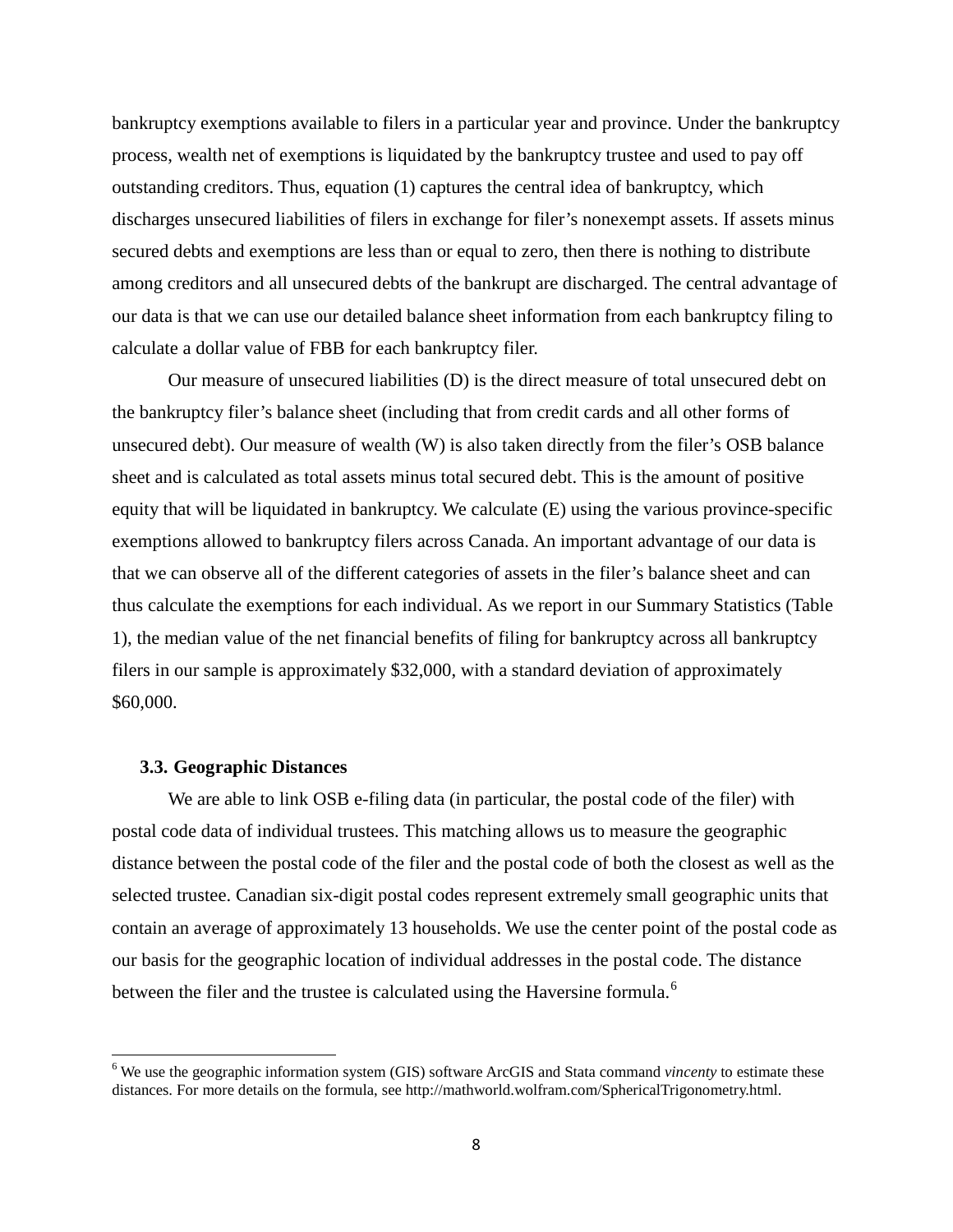bankruptcy exemptions available to filers in a particular year and province. Under the bankruptcy process, wealth net of exemptions is liquidated by the bankruptcy trustee and used to pay off outstanding creditors. Thus, equation (1) captures the central idea of bankruptcy, which discharges unsecured liabilities of filers in exchange for filer's nonexempt assets. If assets minus secured debts and exemptions are less than or equal to zero, then there is nothing to distribute among creditors and all unsecured debts of the bankrupt are discharged. The central advantage of our data is that we can use our detailed balance sheet information from each bankruptcy filing to calculate a dollar value of FBB for each bankruptcy filer.

Our measure of unsecured liabilities (D) is the direct measure of total unsecured debt on the bankruptcy filer's balance sheet (including that from credit cards and all other forms of unsecured debt). Our measure of wealth (W) is also taken directly from the filer's OSB balance sheet and is calculated as total assets minus total secured debt. This is the amount of positive equity that will be liquidated in bankruptcy. We calculate (E) using the various province-specific exemptions allowed to bankruptcy filers across Canada. An important advantage of our data is that we can observe all of the different categories of assets in the filer's balance sheet and can thus calculate the exemptions for each individual. As we report in our Summary Statistics (Table 1), the median value of the net financial benefits of filing for bankruptcy across all bankruptcy filers in our sample is approximately \$32,000, with a standard deviation of approximately \$60,000.

### 3.3. Geographic Distances

We are able to link OSB e-filing data (in particular, the postal code of the filer) with postal code data of individual trustees. This matching allows us to measure the geographic distance between the postal code of the filer and the postal code of both the closest as well as the selected trustee. Canadian six-digit postal codes represent extremely small geographic units that contain an average of approximately 13 households. We use the center point of the postal code as our basis for the geographic location of individual addresses in the postal code. The distance between the filer and the trustee is calculated using the Haversine formula.[6]

[6] We use the geographic information system (GIS) software ArcGIS and Stata command *vincenty* to estimate these distances. For more details on the formula, see http://mathworld.wolfram.com/SphericalTrigonometry.html.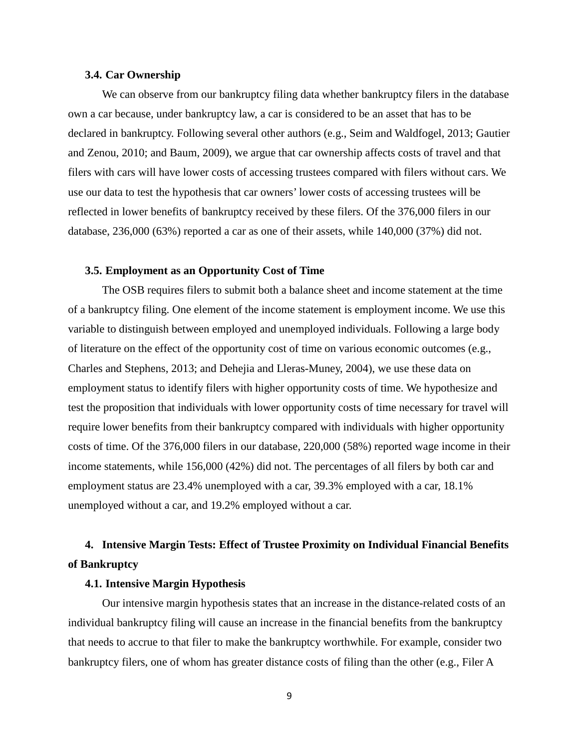### 3.4. Car Ownership

We can observe from our bankruptcy filing data whether bankruptcy filers in the database own a car because, under bankruptcy law, a car is considered to be an asset that has to be declared in bankruptcy. Following several other authors (e.g., Seim and Waldfogel, 2013; Gautier and Zenou, 2010; and Baum, 2009), we argue that car ownership affects costs of travel and that filers with cars will have lower costs of accessing trustees compared with filers without cars. We use our data to test the hypothesis that car owners' lower costs of accessing trustees will be reflected in lower benefits of bankruptcy received by these filers. Of the 376,000 filers in our database, 236,000 (63%) reported a car as one of their assets, while 140,000 (37%) did not.

### 3.5. Employment as an Opportunity Cost of Time

The OSB requires filers to submit both a balance sheet and income statement at the time of a bankruptcy filing. One element of the income statement is employment income. We use this variable to distinguish between employed and unemployed individuals. Following a large body of literature on the effect of the opportunity cost of time on various economic outcomes (e.g., Charles and Stephens, 2013; and Dehejia and Lleras-Muney, 2004), we use these data on employment status to identify filers with higher opportunity costs of time. We hypothesize and test the proposition that individuals with lower opportunity costs of time necessary for travel will require lower benefits from their bankruptcy compared with individuals with higher opportunity costs of time. Of the 376,000 filers in our database, 220,000 (58%) reported wage income in their income statements, while 156,000 (42%) did not. The percentages of all filers by both car and employment status are 23.4% unemployed with a car, 39.3% employed with a car, 18.1% unemployed without a car, and 19.2% employed without a car.

## 4. Intensive Margin Tests: Effect of Trustee Proximity on Individual Financial Benefits of Bankruptcy

### 4.1. Intensive Margin Hypothesis

Our intensive margin hypothesis states that an increase in the distance-related costs of an individual bankruptcy filing will cause an increase in the financial benefits from the bankruptcy that needs to accrue to that filer to make the bankruptcy worthwhile. For example, consider two bankruptcy filers, one of whom has greater distance costs of filing than the other (e.g., Filer A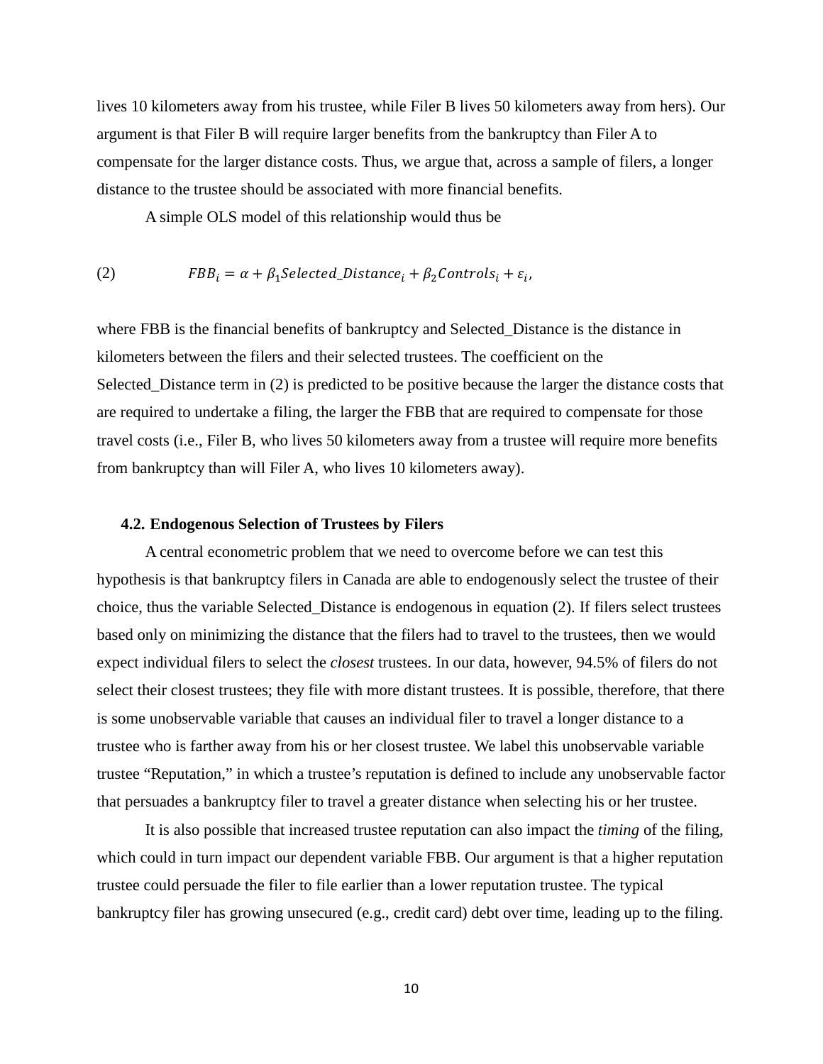lives 10 kilometers away from his trustee, while Filer B lives 50 kilometers away from hers). Our argument is that Filer B will require larger benefits from the bankruptcy than Filer A to compensate for the larger distance costs. Thus, we argue that, across a sample of filers, a longer distance to the trustee should be associated with more financial benefits.

A simple OLS model of this relationship would thus be

$$FBB_i = \alpha + \beta_1 Selected\_Distance_i + \beta_2 Controls_i + \varepsilon_i, \tag{2}$$

where FBB is the financial benefits of bankruptcy and Selected_Distance is the distance in kilometers between the filers and their selected trustees. The coefficient on the Selected_Distance term in (2) is predicted to be positive because the larger the distance costs that are required to undertake a filing, the larger the FBB that are required to compensate for those travel costs (i.e., Filer B, who lives 50 kilometers away from a trustee will require more benefits from bankruptcy than will Filer A, who lives 10 kilometers away).

### 4.2. Endogenous Selection of Trustees by Filers

A central econometric problem that we need to overcome before we can test this hypothesis is that bankruptcy filers in Canada are able to endogenously select the trustee of their choice, thus the variable Selected_Distance is endogenous in equation (2). If filers select trustees based only on minimizing the distance that the filers had to travel to the trustees, then we would expect individual filers to select the *closest* trustees. In our data, however, 94.5% of filers do not select their closest trustees; they file with more distant trustees. It is possible, therefore, that there is some unobservable variable that causes an individual filer to travel a longer distance to a trustee who is farther away from his or her closest trustee. We label this unobservable variable trustee "Reputation," in which a trustee's reputation is defined to include any unobservable factor that persuades a bankruptcy filer to travel a greater distance when selecting his or her trustee.

It is also possible that increased trustee reputation can also impact the *timing* of the filing, which could in turn impact our dependent variable FBB. Our argument is that a higher reputation trustee could persuade the filer to file earlier than a lower reputation trustee. The typical bankruptcy filer has growing unsecured (e.g., credit card) debt over time, leading up to the filing.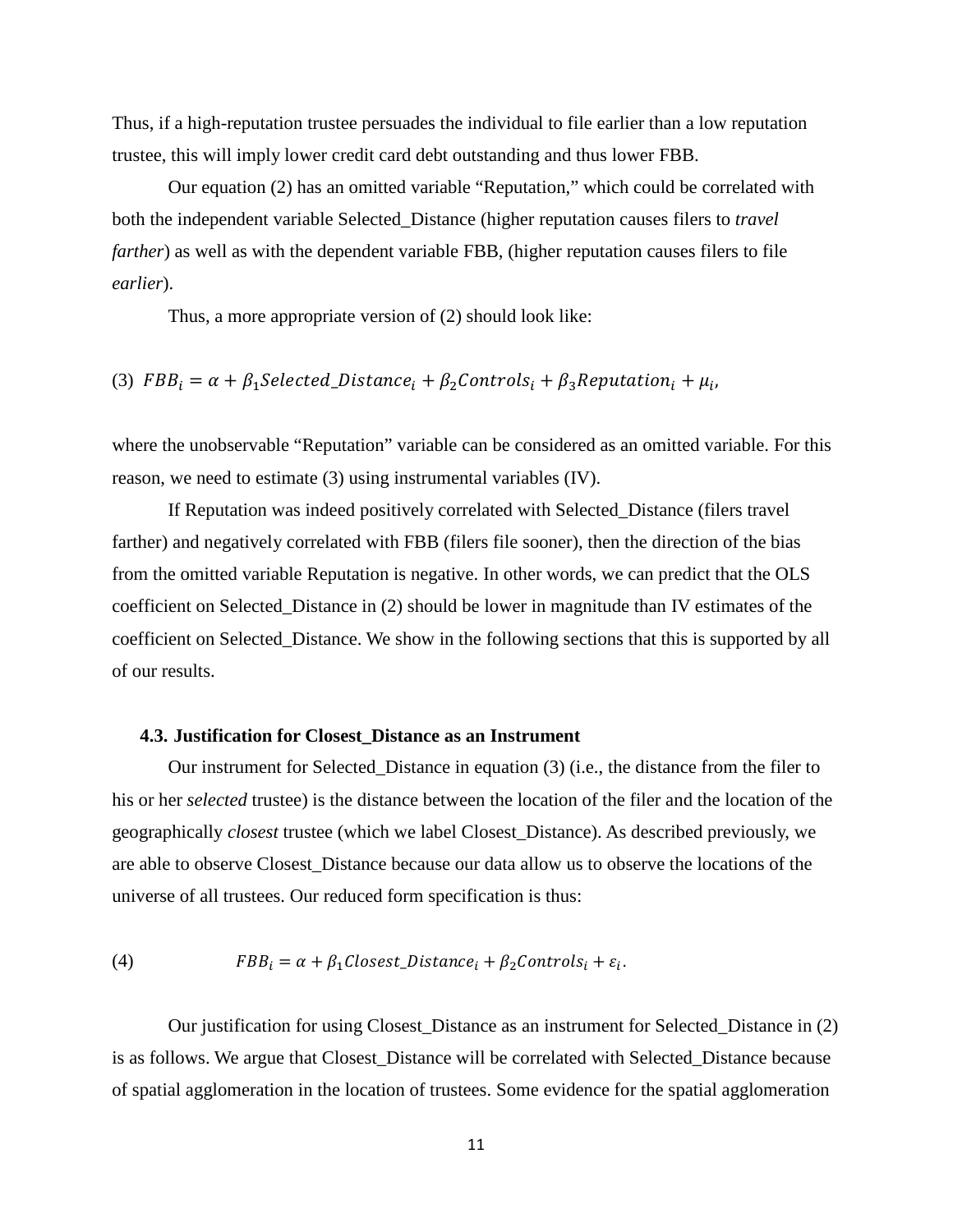Thus, if a high-reputation trustee persuades the individual to file earlier than a low reputation trustee, this will imply lower credit card debt outstanding and thus lower FBB.

Our equation (2) has an omitted variable "Reputation," which could be correlated with both the independent variable Selected_Distance (higher reputation causes filers to *travel farther*) as well as with the dependent variable FBB, (higher reputation causes filers to file *earlier*).

Thus, a more appropriate version of (2) should look like:

$$(3)\quad FBB_i = \alpha + \beta_1 Selected\_Distance_i + \beta_2 Controls_i + \beta_3 Reputation_i + \mu_i,$$

where the unobservable "Reputation" variable can be considered as an omitted variable. For this reason, we need to estimate (3) using instrumental variables (IV).

If Reputation was indeed positively correlated with Selected_Distance (filers travel farther) and negatively correlated with FBB (filers file sooner), then the direction of the bias from the omitted variable Reputation is negative. In other words, we can predict that the OLS coefficient on Selected_Distance in (2) should be lower in magnitude than IV estimates of the coefficient on Selected_Distance. We show in the following sections that this is supported by all of our results.

### 4.3. Justification for Closest_Distance as an Instrument

Our instrument for Selected_Distance in equation (3) (i.e., the distance from the filer to his or her *selected* trustee) is the distance between the location of the filer and the location of the geographically *closest* trustee (which we label Closest_Distance). As described previously, we are able to observe Closest_Distance because our data allow us to observe the locations of the universe of all trustees. Our reduced form specification is thus:

$$(4)\qquad FBB_i = \alpha + \beta_1 Closest\_Distance_i + \beta_2 Controls_i + \varepsilon_i.$$

Our justification for using Closest_Distance as an instrument for Selected_Distance in (2) is as follows. We argue that Closest_Distance will be correlated with Selected_Distance because of spatial agglomeration in the location of trustees. Some evidence for the spatial agglomeration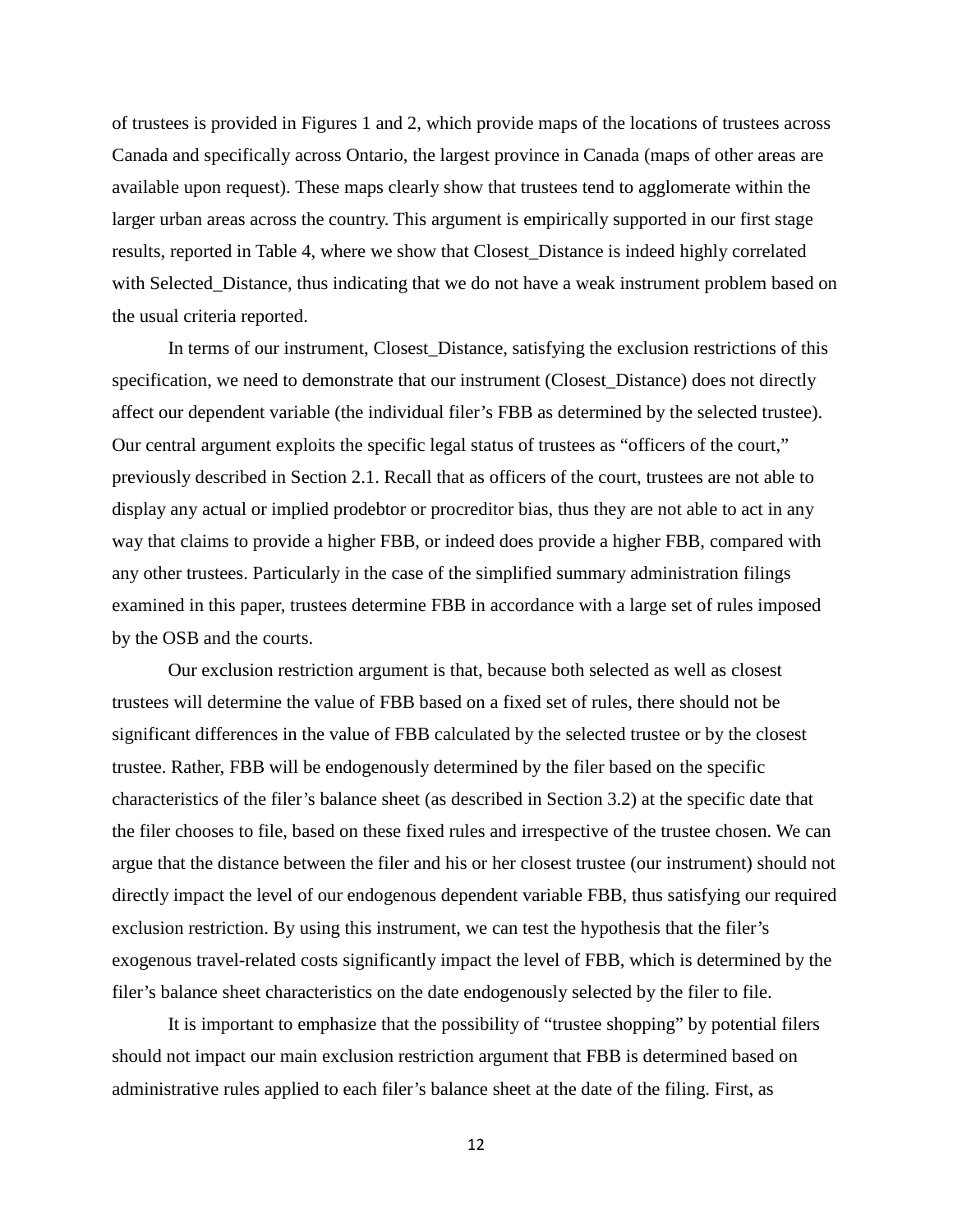of trustees is provided in Figures 1 and 2, which provide maps of the locations of trustees across Canada and specifically across Ontario, the largest province in Canada (maps of other areas are available upon request). These maps clearly show that trustees tend to agglomerate within the larger urban areas across the country. This argument is empirically supported in our first stage results, reported in Table 4, where we show that Closest_Distance is indeed highly correlated with Selected_Distance, thus indicating that we do not have a weak instrument problem based on the usual criteria reported.

In terms of our instrument, Closest_Distance, satisfying the exclusion restrictions of this specification, we need to demonstrate that our instrument (Closest_Distance) does not directly affect our dependent variable (the individual filer's FBB as determined by the selected trustee). Our central argument exploits the specific legal status of trustees as "officers of the court," previously described in Section 2.1. Recall that as officers of the court, trustees are not able to display any actual or implied prodebtor or procreditor bias, thus they are not able to act in any way that claims to provide a higher FBB, or indeed does provide a higher FBB, compared with any other trustees. Particularly in the case of the simplified summary administration filings examined in this paper, trustees determine FBB in accordance with a large set of rules imposed by the OSB and the courts.

Our exclusion restriction argument is that, because both selected as well as closest trustees will determine the value of FBB based on a fixed set of rules, there should not be significant differences in the value of FBB calculated by the selected trustee or by the closest trustee. Rather, FBB will be endogenously determined by the filer based on the specific characteristics of the filer's balance sheet (as described in Section 3.2) at the specific date that the filer chooses to file, based on these fixed rules and irrespective of the trustee chosen. We can argue that the distance between the filer and his or her closest trustee (our instrument) should not directly impact the level of our endogenous dependent variable FBB, thus satisfying our required exclusion restriction. By using this instrument, we can test the hypothesis that the filer's exogenous travel-related costs significantly impact the level of FBB, which is determined by the filer's balance sheet characteristics on the date endogenously selected by the filer to file.

It is important to emphasize that the possibility of "trustee shopping" by potential filers should not impact our main exclusion restriction argument that FBB is determined based on administrative rules applied to each filer's balance sheet at the date of the filing. First, as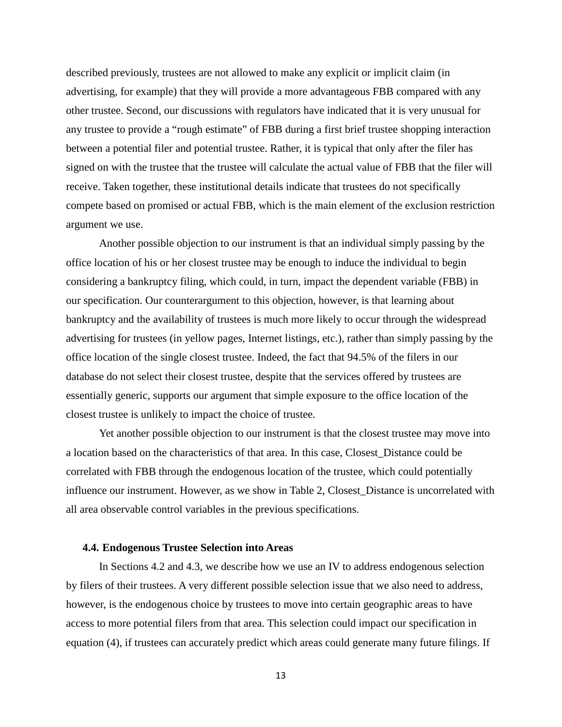described previously, trustees are not allowed to make any explicit or implicit claim (in advertising, for example) that they will provide a more advantageous FBB compared with any other trustee. Second, our discussions with regulators have indicated that it is very unusual for any trustee to provide a "rough estimate" of FBB during a first brief trustee shopping interaction between a potential filer and potential trustee. Rather, it is typical that only after the filer has signed on with the trustee that the trustee will calculate the actual value of FBB that the filer will receive. Taken together, these institutional details indicate that trustees do not specifically compete based on promised or actual FBB, which is the main element of the exclusion restriction argument we use.

Another possible objection to our instrument is that an individual simply passing by the office location of his or her closest trustee may be enough to induce the individual to begin considering a bankruptcy filing, which could, in turn, impact the dependent variable (FBB) in our specification. Our counterargument to this objection, however, is that learning about bankruptcy and the availability of trustees is much more likely to occur through the widespread advertising for trustees (in yellow pages, Internet listings, etc.), rather than simply passing by the office location of the single closest trustee. Indeed, the fact that 94.5% of the filers in our database do not select their closest trustee, despite that the services offered by trustees are essentially generic, supports our argument that simple exposure to the office location of the closest trustee is unlikely to impact the choice of trustee.

Yet another possible objection to our instrument is that the closest trustee may move into a location based on the characteristics of that area. In this case, Closest_Distance could be correlated with FBB through the endogenous location of the trustee, which could potentially influence our instrument. However, as we show in Table 2, Closest_Distance is uncorrelated with all area observable control variables in the previous specifications.

### 4.4. Endogenous Trustee Selection into Areas

In Sections 4.2 and 4.3, we describe how we use an IV to address endogenous selection by filers of their trustees. A very different possible selection issue that we also need to address, however, is the endogenous choice by trustees to move into certain geographic areas to have access to more potential filers from that area. This selection could impact our specification in equation (4), if trustees can accurately predict which areas could generate many future filings. If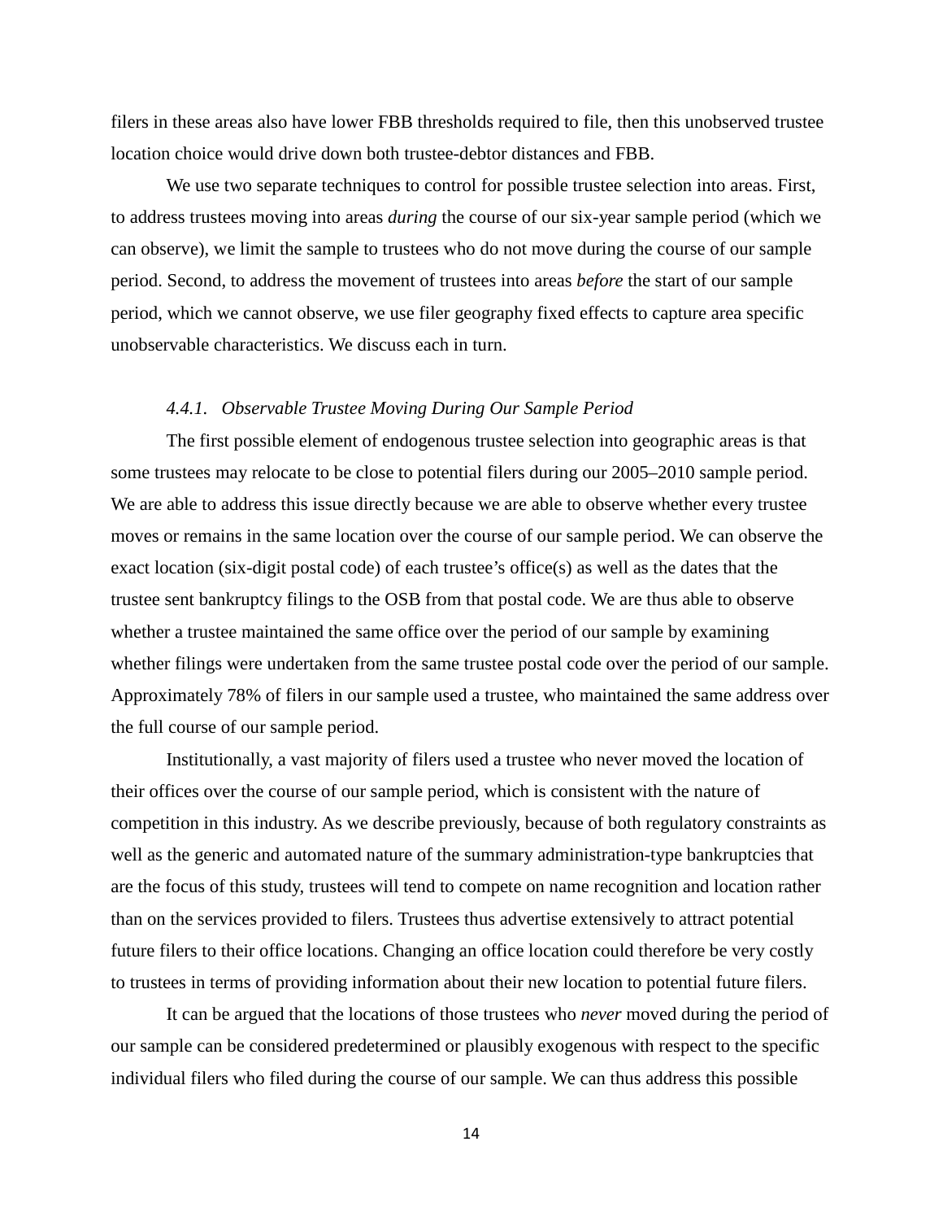filers in these areas also have lower FBB thresholds required to file, then this unobserved trustee location choice would drive down both trustee-debtor distances and FBB.

We use two separate techniques to control for possible trustee selection into areas. First, to address trustees moving into areas *during* the course of our six-year sample period (which we can observe), we limit the sample to trustees who do not move during the course of our sample period. Second, to address the movement of trustees into areas *before* the start of our sample period, which we cannot observe, we use filer geography fixed effects to capture area specific unobservable characteristics. We discuss each in turn.

#### *4.4.1. Observable Trustee Moving During Our Sample Period*

The first possible element of endogenous trustee selection into geographic areas is that some trustees may relocate to be close to potential filers during our 2005–2010 sample period. We are able to address this issue directly because we are able to observe whether every trustee moves or remains in the same location over the course of our sample period. We can observe the exact location (six-digit postal code) of each trustee's office(s) as well as the dates that the trustee sent bankruptcy filings to the OSB from that postal code. We are thus able to observe whether a trustee maintained the same office over the period of our sample by examining whether filings were undertaken from the same trustee postal code over the period of our sample. Approximately 78% of filers in our sample used a trustee, who maintained the same address over the full course of our sample period.

Institutionally, a vast majority of filers used a trustee who never moved the location of their offices over the course of our sample period, which is consistent with the nature of competition in this industry. As we describe previously, because of both regulatory constraints as well as the generic and automated nature of the summary administration-type bankruptcies that are the focus of this study, trustees will tend to compete on name recognition and location rather than on the services provided to filers. Trustees thus advertise extensively to attract potential future filers to their office locations. Changing an office location could therefore be very costly to trustees in terms of providing information about their new location to potential future filers.

It can be argued that the locations of those trustees who *never* moved during the period of our sample can be considered predetermined or plausibly exogenous with respect to the specific individual filers who filed during the course of our sample. We can thus address this possible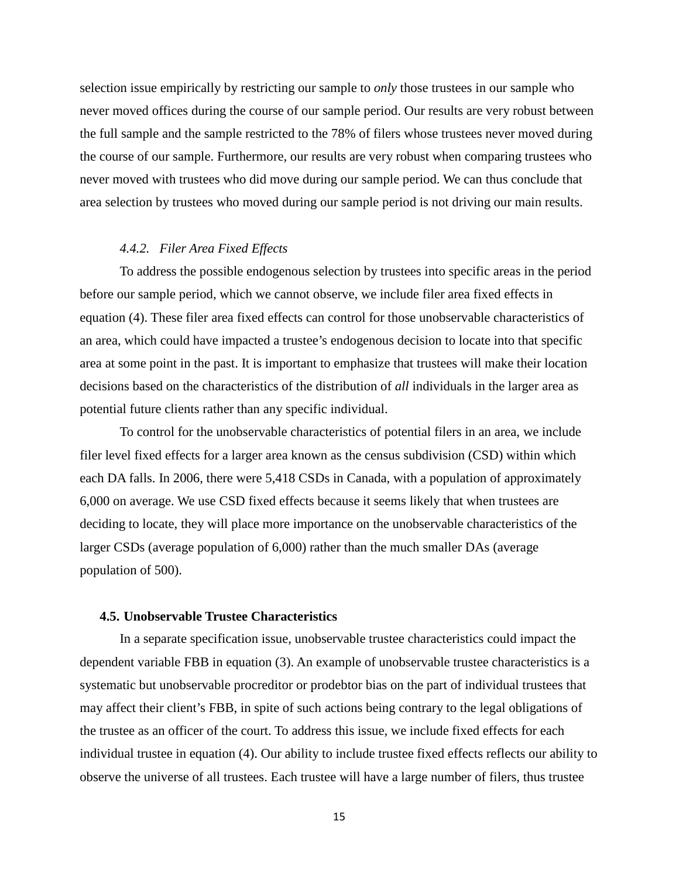selection issue empirically by restricting our sample to *only* those trustees in our sample who never moved offices during the course of our sample period. Our results are very robust between the full sample and the sample restricted to the 78% of filers whose trustees never moved during the course of our sample. Furthermore, our results are very robust when comparing trustees who never moved with trustees who did move during our sample period. We can thus conclude that area selection by trustees who moved during our sample period is not driving our main results.

#### *4.4.2. Filer Area Fixed Effects*

To address the possible endogenous selection by trustees into specific areas in the period before our sample period, which we cannot observe, we include filer area fixed effects in equation (4). These filer area fixed effects can control for those unobservable characteristics of an area, which could have impacted a trustee's endogenous decision to locate into that specific area at some point in the past. It is important to emphasize that trustees will make their location decisions based on the characteristics of the distribution of *all* individuals in the larger area as potential future clients rather than any specific individual.

To control for the unobservable characteristics of potential filers in an area, we include filer level fixed effects for a larger area known as the census subdivision (CSD) within which each DA falls. In 2006, there were 5,418 CSDs in Canada, with a population of approximately 6,000 on average. We use CSD fixed effects because it seems likely that when trustees are deciding to locate, they will place more importance on the unobservable characteristics of the larger CSDs (average population of 6,000) rather than the much smaller DAs (average population of 500).

### 4.5. Unobservable Trustee Characteristics

In a separate specification issue, unobservable trustee characteristics could impact the dependent variable FBB in equation (3). An example of unobservable trustee characteristics is a systematic but unobservable procreditor or prodebtor bias on the part of individual trustees that may affect their client's FBB, in spite of such actions being contrary to the legal obligations of the trustee as an officer of the court. To address this issue, we include fixed effects for each individual trustee in equation (4). Our ability to include trustee fixed effects reflects our ability to observe the universe of all trustees. Each trustee will have a large number of filers, thus trustee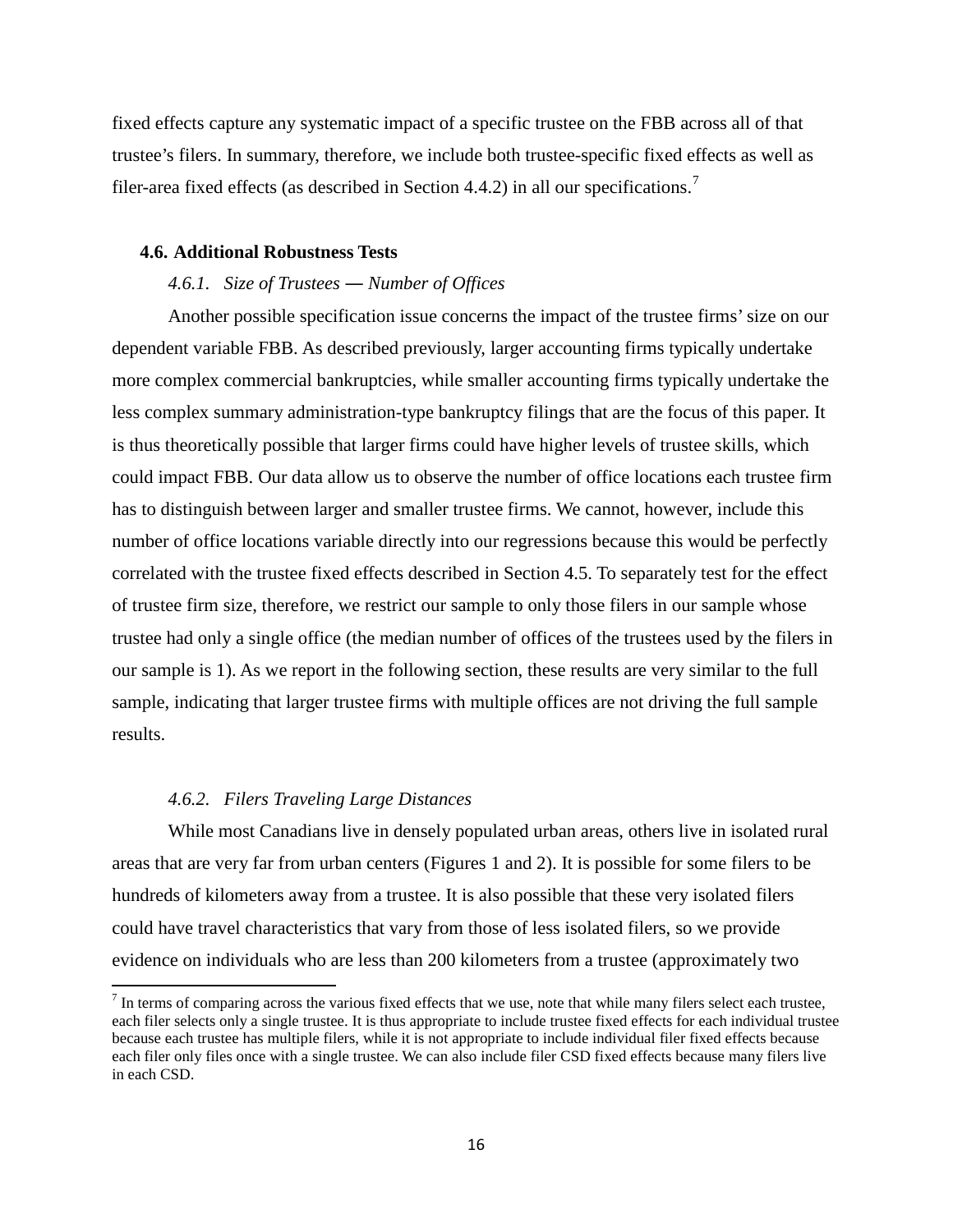fixed effects capture any systematic impact of a specific trustee on the FBB across all of that trustee's filers. In summary, therefore, we include both trustee-specific fixed effects as well as filer-area fixed effects (as described in Section 4.4.2) in all our specifications.[7]

### 4.6. Additional Robustness Tests

#### *4.6.1. Size of Trustees — Number of Offices*

Another possible specification issue concerns the impact of the trustee firms' size on our dependent variable FBB. As described previously, larger accounting firms typically undertake more complex commercial bankruptcies, while smaller accounting firms typically undertake the less complex summary administration-type bankruptcy filings that are the focus of this paper. It is thus theoretically possible that larger firms could have higher levels of trustee skills, which could impact FBB. Our data allow us to observe the number of office locations each trustee firm has to distinguish between larger and smaller trustee firms. We cannot, however, include this number of office locations variable directly into our regressions because this would be perfectly correlated with the trustee fixed effects described in Section 4.5. To separately test for the effect of trustee firm size, therefore, we restrict our sample to only those filers in our sample whose trustee had only a single office (the median number of offices of the trustees used by the filers in our sample is 1). As we report in the following section, these results are very similar to the full sample, indicating that larger trustee firms with multiple offices are not driving the full sample results.

#### *4.6.2. Filers Traveling Large Distances*

While most Canadians live in densely populated urban areas, others live in isolated rural areas that are very far from urban centers (Figures 1 and 2). It is possible for some filers to be hundreds of kilometers away from a trustee. It is also possible that these very isolated filers could have travel characteristics that vary from those of less isolated filers, so we provide evidence on individuals who are less than 200 kilometers from a trustee (approximately two

---

[7] In terms of comparing across the various fixed effects that we use, note that while many filers select each trustee, each filer selects only a single trustee. It is thus appropriate to include trustee fixed effects for each individual trustee because each trustee has multiple filers, while it is not appropriate to include individual filer fixed effects because each filer only files once with a single trustee. We can also include filer CSD fixed effects because many filers live in each CSD.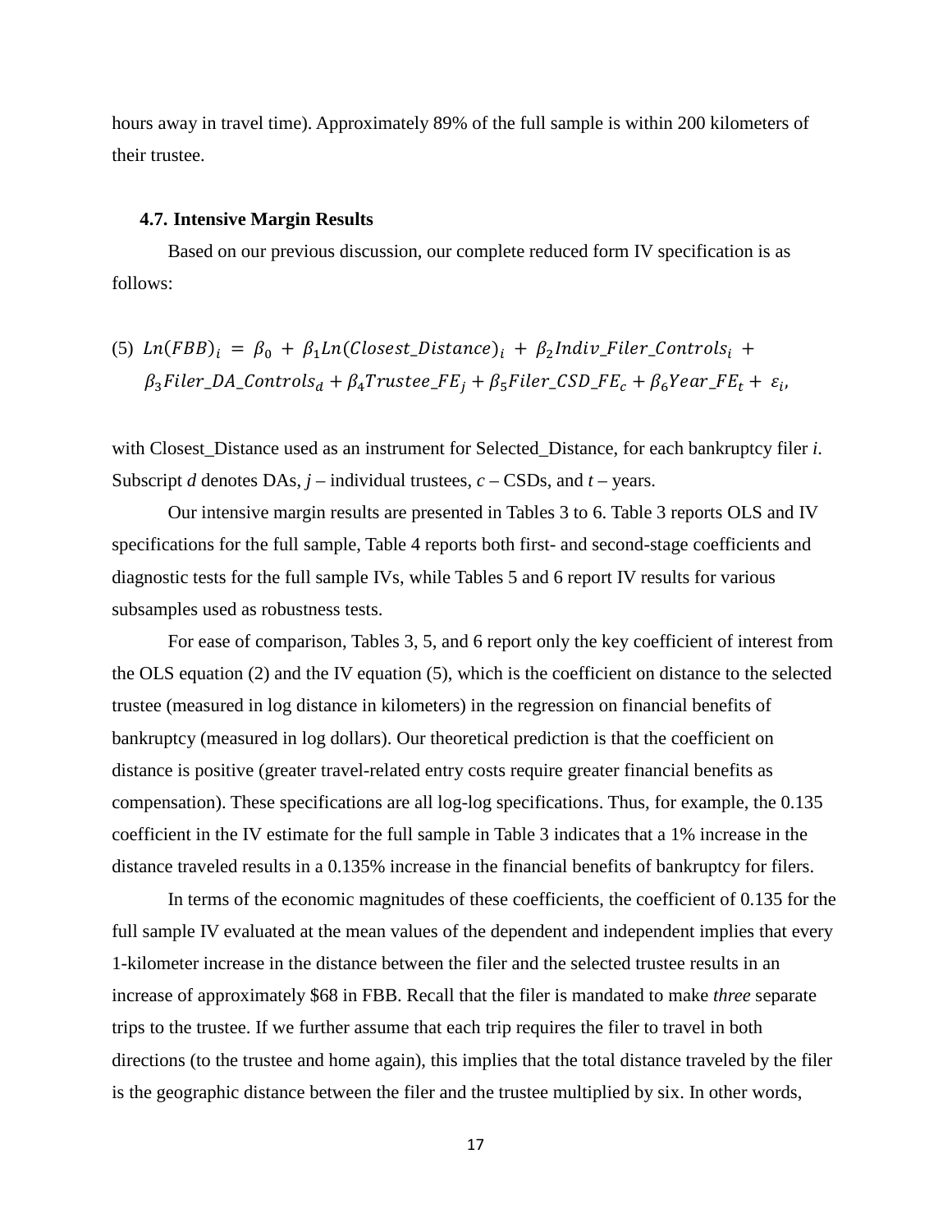hours away in travel time). Approximately 89% of the full sample is within 200 kilometers of their trustee.

### 4.7. Intensive Margin Results

Based on our previous discussion, our complete reduced form IV specification is as follows:

$$(5)\ Ln(FBB)_i = \beta_0 + \beta_1 Ln(Closest\_Distance)_i + \beta_2 Indiv\_Filer\_Controls_i + \beta_3 Filer\_DA\_Controls_d + \beta_4 Trustee\_FE_j + \beta_5 Filer\_CSD\_FE_c + \beta_6 Year\_FE_t + \varepsilon_i,$$

with Closest_Distance used as an instrument for Selected_Distance, for each bankruptcy filer *i*. Subscript *d* denotes DAs, *j* – individual trustees, *c* – CSDs, and *t* – years.

Our intensive margin results are presented in Tables 3 to 6. Table 3 reports OLS and IV specifications for the full sample, Table 4 reports both first- and second-stage coefficients and diagnostic tests for the full sample IVs, while Tables 5 and 6 report IV results for various subsamples used as robustness tests.

For ease of comparison, Tables 3, 5, and 6 report only the key coefficient of interest from the OLS equation (2) and the IV equation (5), which is the coefficient on distance to the selected trustee (measured in log distance in kilometers) in the regression on financial benefits of bankruptcy (measured in log dollars). Our theoretical prediction is that the coefficient on distance is positive (greater travel-related entry costs require greater financial benefits as compensation). These specifications are all log-log specifications. Thus, for example, the 0.135 coefficient in the IV estimate for the full sample in Table 3 indicates that a 1% increase in the distance traveled results in a 0.135% increase in the financial benefits of bankruptcy for filers.

In terms of the economic magnitudes of these coefficients, the coefficient of 0.135 for the full sample IV evaluated at the mean values of the dependent and independent implies that every 1-kilometer increase in the distance between the filer and the selected trustee results in an increase of approximately $68 in FBB. Recall that the filer is mandated to make *three* separate trips to the trustee. If we further assume that each trip requires the filer to travel in both directions (to the trustee and home again), this implies that the total distance traveled by the filer is the geographic distance between the filer and the trustee multiplied by six. In other words,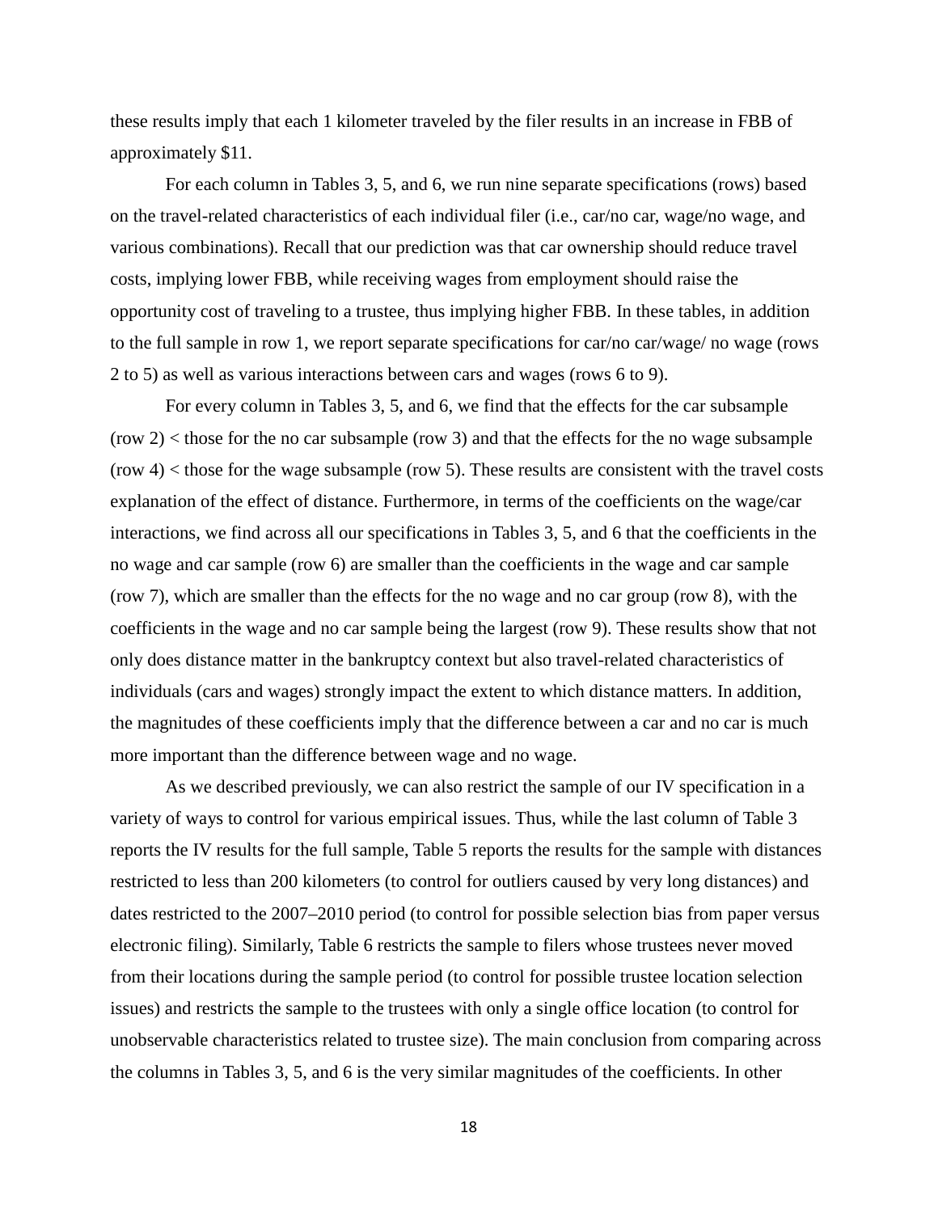these results imply that each 1 kilometer traveled by the filer results in an increase in FBB of approximately $11.

For each column in Tables 3, 5, and 6, we run nine separate specifications (rows) based on the travel-related characteristics of each individual filer (i.e., car/no car, wage/no wage, and various combinations). Recall that our prediction was that car ownership should reduce travel costs, implying lower FBB, while receiving wages from employment should raise the opportunity cost of traveling to a trustee, thus implying higher FBB. In these tables, in addition to the full sample in row 1, we report separate specifications for car/no car/wage/ no wage (rows 2 to 5) as well as various interactions between cars and wages (rows 6 to 9).

For every column in Tables 3, 5, and 6, we find that the effects for the car subsample (row 2) < those for the no car subsample (row 3) and that the effects for the no wage subsample (row 4) < those for the wage subsample (row 5). These results are consistent with the travel costs explanation of the effect of distance. Furthermore, in terms of the coefficients on the wage/car interactions, we find across all our specifications in Tables 3, 5, and 6 that the coefficients in the no wage and car sample (row 6) are smaller than the coefficients in the wage and car sample (row 7), which are smaller than the effects for the no wage and no car group (row 8), with the coefficients in the wage and no car sample being the largest (row 9). These results show that not only does distance matter in the bankruptcy context but also travel-related characteristics of individuals (cars and wages) strongly impact the extent to which distance matters. In addition, the magnitudes of these coefficients imply that the difference between a car and no car is much more important than the difference between wage and no wage.

As we described previously, we can also restrict the sample of our IV specification in a variety of ways to control for various empirical issues. Thus, while the last column of Table 3 reports the IV results for the full sample, Table 5 reports the results for the sample with distances restricted to less than 200 kilometers (to control for outliers caused by very long distances) and dates restricted to the 2007–2010 period (to control for possible selection bias from paper versus electronic filing). Similarly, Table 6 restricts the sample to filers whose trustees never moved from their locations during the sample period (to control for possible trustee location selection issues) and restricts the sample to the trustees with only a single office location (to control for unobservable characteristics related to trustee size). The main conclusion from comparing across the columns in Tables 3, 5, and 6 is the very similar magnitudes of the coefficients. In other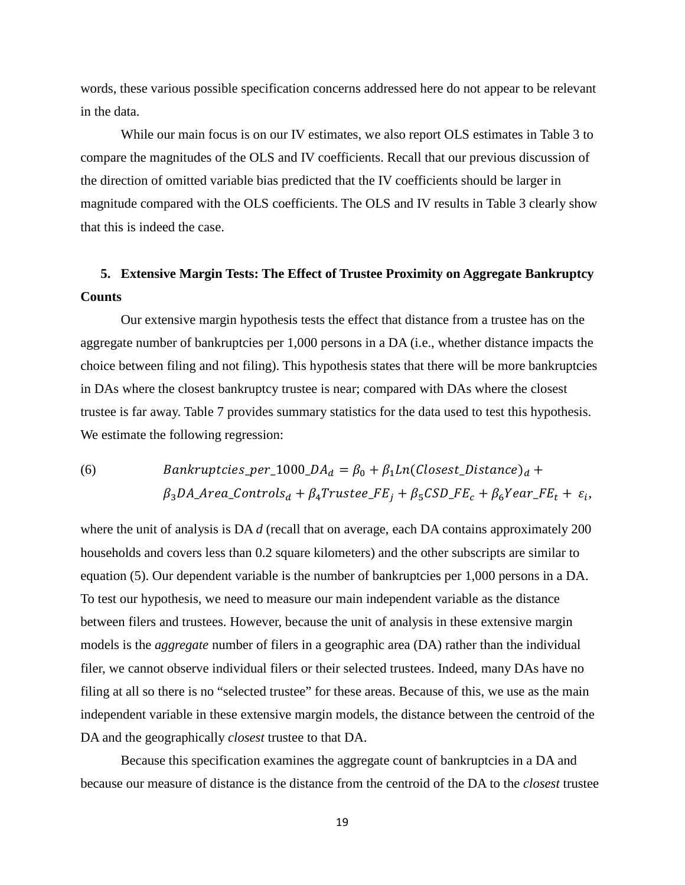words, these various possible specification concerns addressed here do not appear to be relevant in the data.

While our main focus is on our IV estimates, we also report OLS estimates in Table 3 to compare the magnitudes of the OLS and IV coefficients. Recall that our previous discussion of the direction of omitted variable bias predicted that the IV coefficients should be larger in magnitude compared with the OLS coefficients. The OLS and IV results in Table 3 clearly show that this is indeed the case.

## 5. Extensive Margin Tests: The Effect of Trustee Proximity on Aggregate Bankruptcy Counts

Our extensive margin hypothesis tests the effect that distance from a trustee has on the aggregate number of bankruptcies per 1,000 persons in a DA (i.e., whether distance impacts the choice between filing and not filing). This hypothesis states that there will be more bankruptcies in DAs where the closest bankruptcy trustee is near; compared with DAs where the closest trustee is far away. Table 7 provides summary statistics for the data used to test this hypothesis. We estimate the following regression:

$$(6) \quad Bankruptcies\_per\_1000\_DA_d = \beta_0 + \beta_1 Ln(Closest\_Distance)_d + \beta_3 DA\_Area\_Controls_d + \beta_4 Trustee\_FE_j + \beta_5 CSD\_FE_c + \beta_6 Year\_FE_t + \varepsilon_i,$$

where the unit of analysis is DA *d* (recall that on average, each DA contains approximately 200 households and covers less than 0.2 square kilometers) and the other subscripts are similar to equation (5). Our dependent variable is the number of bankruptcies per 1,000 persons in a DA. To test our hypothesis, we need to measure our main independent variable as the distance between filers and trustees. However, because the unit of analysis in these extensive margin models is the *aggregate* number of filers in a geographic area (DA) rather than the individual filer, we cannot observe individual filers or their selected trustees. Indeed, many DAs have no filing at all so there is no "selected trustee" for these areas. Because of this, we use as the main independent variable in these extensive margin models, the distance between the centroid of the DA and the geographically *closest* trustee to that DA.

Because this specification examines the aggregate count of bankruptcies in a DA and because our measure of distance is the distance from the centroid of the DA to the *closest* trustee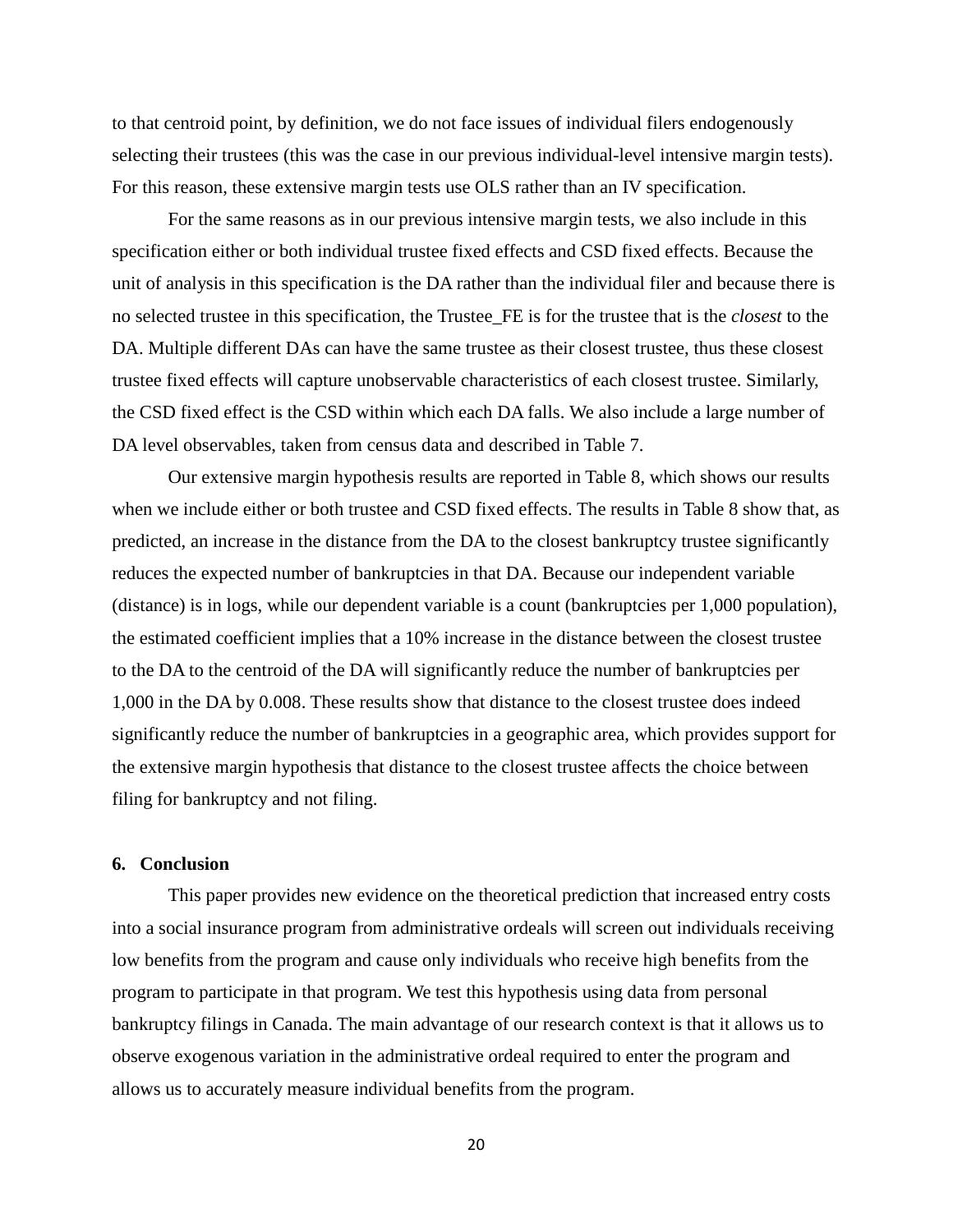to that centroid point, by definition, we do not face issues of individual filers endogenously selecting their trustees (this was the case in our previous individual-level intensive margin tests). For this reason, these extensive margin tests use OLS rather than an IV specification.

For the same reasons as in our previous intensive margin tests, we also include in this specification either or both individual trustee fixed effects and CSD fixed effects. Because the unit of analysis in this specification is the DA rather than the individual filer and because there is no selected trustee in this specification, the Trustee_FE is for the trustee that is the *closest* to the DA. Multiple different DAs can have the same trustee as their closest trustee, thus these closest trustee fixed effects will capture unobservable characteristics of each closest trustee. Similarly, the CSD fixed effect is the CSD within which each DA falls. We also include a large number of DA level observables, taken from census data and described in Table 7.

Our extensive margin hypothesis results are reported in Table 8, which shows our results when we include either or both trustee and CSD fixed effects. The results in Table 8 show that, as predicted, an increase in the distance from the DA to the closest bankruptcy trustee significantly reduces the expected number of bankruptcies in that DA. Because our independent variable (distance) is in logs, while our dependent variable is a count (bankruptcies per 1,000 population), the estimated coefficient implies that a 10% increase in the distance between the closest trustee to the DA to the centroid of the DA will significantly reduce the number of bankruptcies per 1,000 in the DA by 0.008. These results show that distance to the closest trustee does indeed significantly reduce the number of bankruptcies in a geographic area, which provides support for the extensive margin hypothesis that distance to the closest trustee affects the choice between filing for bankruptcy and not filing.

## 6. Conclusion

This paper provides new evidence on the theoretical prediction that increased entry costs into a social insurance program from administrative ordeals will screen out individuals receiving low benefits from the program and cause only individuals who receive high benefits from the program to participate in that program. We test this hypothesis using data from personal bankruptcy filings in Canada. The main advantage of our research context is that it allows us to observe exogenous variation in the administrative ordeal required to enter the program and allows us to accurately measure individual benefits from the program.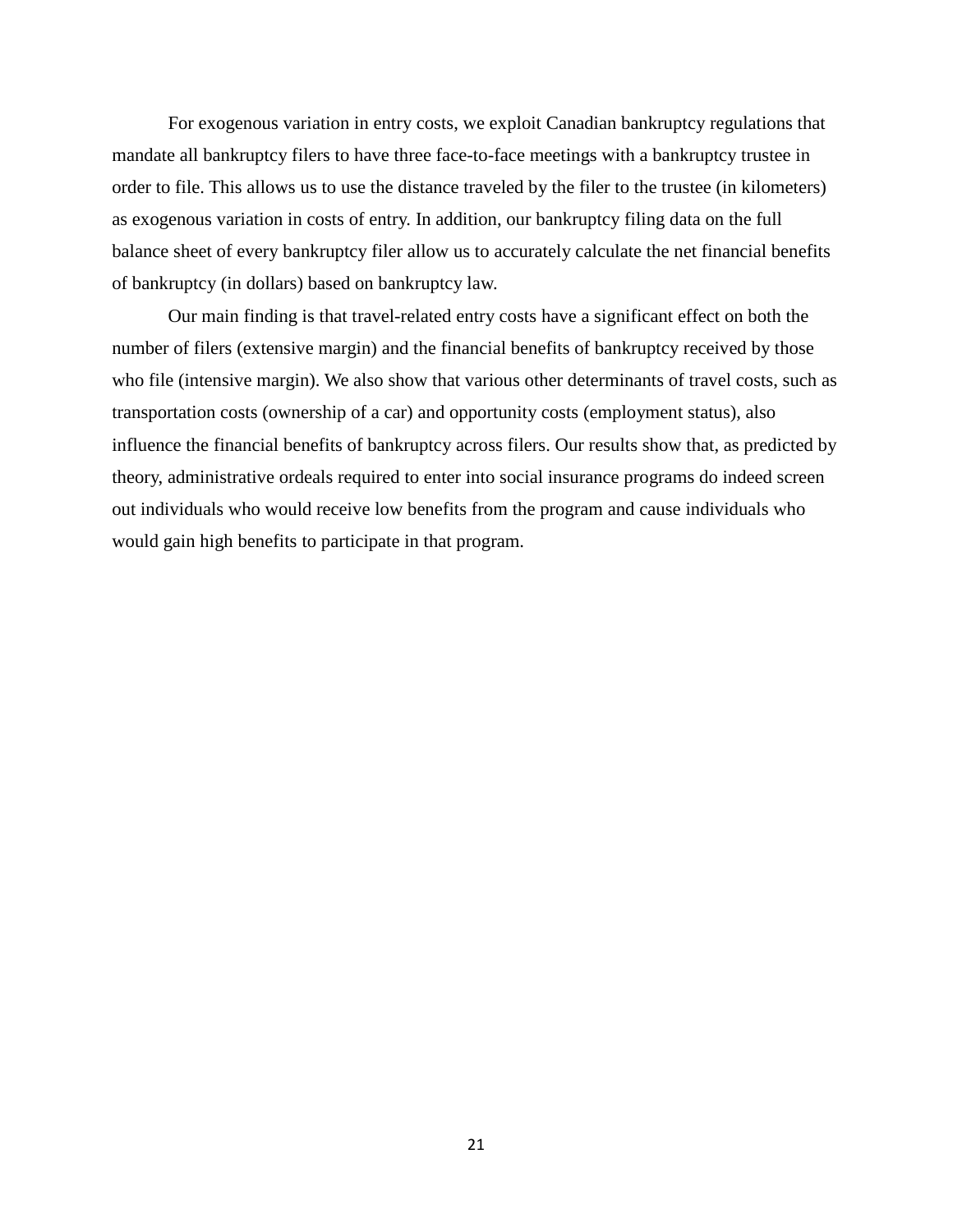For exogenous variation in entry costs, we exploit Canadian bankruptcy regulations that mandate all bankruptcy filers to have three face-to-face meetings with a bankruptcy trustee in order to file. This allows us to use the distance traveled by the filer to the trustee (in kilometers) as exogenous variation in costs of entry. In addition, our bankruptcy filing data on the full balance sheet of every bankruptcy filer allow us to accurately calculate the net financial benefits of bankruptcy (in dollars) based on bankruptcy law.

Our main finding is that travel-related entry costs have a significant effect on both the number of filers (extensive margin) and the financial benefits of bankruptcy received by those who file (intensive margin). We also show that various other determinants of travel costs, such as transportation costs (ownership of a car) and opportunity costs (employment status), also influence the financial benefits of bankruptcy across filers. Our results show that, as predicted by theory, administrative ordeals required to enter into social insurance programs do indeed screen out individuals who would receive low benefits from the program and cause individuals who would gain high benefits to participate in that program.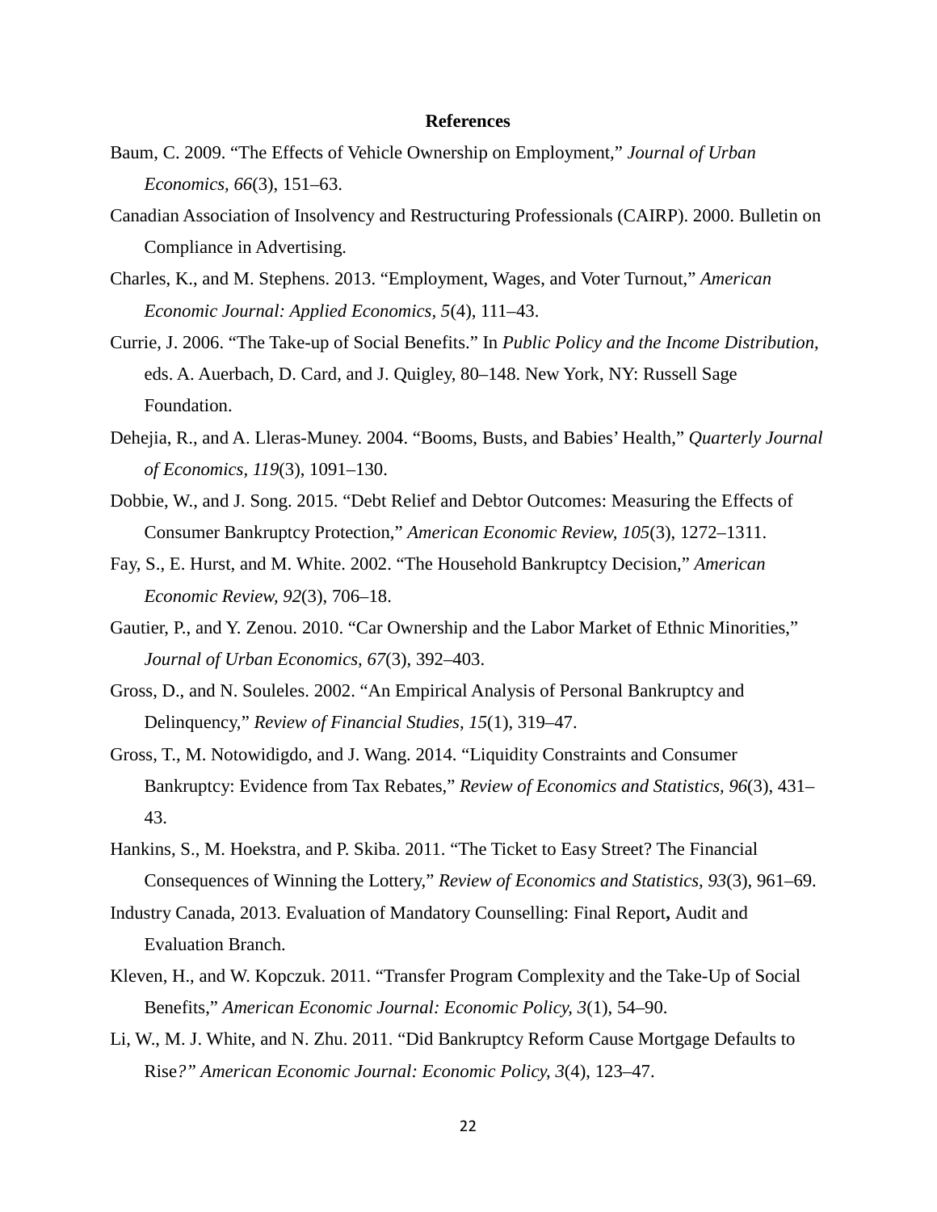# References

Baum, C. 2009. "The Effects of Vehicle Ownership on Employment," *Journal of Urban Economics, 66*(3), 151–63.

Canadian Association of Insolvency and Restructuring Professionals (CAIRP). 2000. Bulletin on Compliance in Advertising.

Charles, K., and M. Stephens. 2013. "Employment, Wages, and Voter Turnout," *American Economic Journal: Applied Economics, 5*(4), 111–43.

Currie, J. 2006. "The Take-up of Social Benefits." In *Public Policy and the Income Distribution*, eds. A. Auerbach, D. Card, and J. Quigley, 80–148. New York, NY: Russell Sage Foundation.

Dehejia, R., and A. Lleras-Muney. 2004. "Booms, Busts, and Babies' Health," *Quarterly Journal of Economics, 119*(3), 1091–130.

Dobbie, W., and J. Song. 2015. "Debt Relief and Debtor Outcomes: Measuring the Effects of Consumer Bankruptcy Protection," *American Economic Review, 105*(3), 1272–1311.

Fay, S., E. Hurst, and M. White. 2002. "The Household Bankruptcy Decision," *American Economic Review, 92*(3), 706–18.

Gautier, P., and Y. Zenou. 2010. "Car Ownership and the Labor Market of Ethnic Minorities," *Journal of Urban Economics, 67*(3), 392–403.

Gross, D., and N. Souleles. 2002. "An Empirical Analysis of Personal Bankruptcy and Delinquency," *Review of Financial Studies, 15*(1), 319–47.

Gross, T., M. Notowidigdo, and J. Wang. 2014. "Liquidity Constraints and Consumer Bankruptcy: Evidence from Tax Rebates," *Review of Economics and Statistics, 96*(3), 431–43.

Hankins, S., M. Hoekstra, and P. Skiba. 2011. "The Ticket to Easy Street? The Financial Consequences of Winning the Lottery," *Review of Economics and Statistics, 93*(3), 961–69.

Industry Canada, 2013. Evaluation of Mandatory Counselling: Final Report**,** Audit and Evaluation Branch.

Kleven, H., and W. Kopczuk. 2011. "Transfer Program Complexity and the Take-Up of Social Benefits," *American Economic Journal: Economic Policy, 3*(1), 54–90.

Li, W., M. J. White, and N. Zhu. 2011. "Did Bankruptcy Reform Cause Mortgage Defaults to Rise*?" American Economic Journal: Economic Policy, 3*(4), 123–47.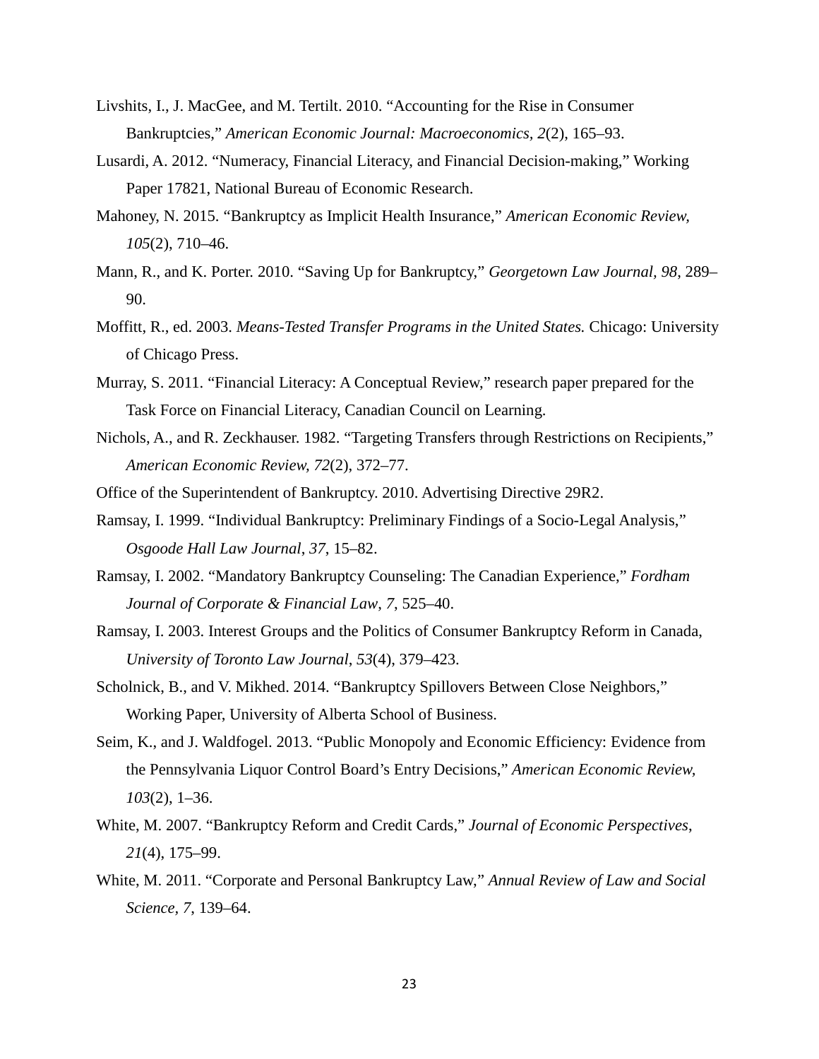Livshits, I., J. MacGee, and M. Tertilt. 2010. "Accounting for the Rise in Consumer Bankruptcies," *American Economic Journal: Macroeconomics, 2*(2), 165–93.

Lusardi, A. 2012. "Numeracy, Financial Literacy, and Financial Decision-making," Working Paper 17821, National Bureau of Economic Research.

Mahoney, N. 2015. "Bankruptcy as Implicit Health Insurance," *American Economic Review, 105*(2), 710–46.

Mann, R., and K. Porter. 2010. "Saving Up for Bankruptcy," *Georgetown Law Journal, 98*, 289–90.

Moffitt, R., ed. 2003. *Means-Tested Transfer Programs in the United States.* Chicago: University of Chicago Press.

Murray, S. 2011. "Financial Literacy: A Conceptual Review," research paper prepared for the Task Force on Financial Literacy, Canadian Council on Learning.

Nichols, A., and R. Zeckhauser. 1982. "Targeting Transfers through Restrictions on Recipients," *American Economic Review, 72*(2), 372–77.

Office of the Superintendent of Bankruptcy. 2010. Advertising Directive 29R2.

Ramsay, I. 1999. "Individual Bankruptcy: Preliminary Findings of a Socio-Legal Analysis," *Osgoode Hall Law Journal, 37*, 15–82.

Ramsay, I. 2002. "Mandatory Bankruptcy Counseling: The Canadian Experience," *Fordham Journal of Corporate & Financial Law*, *7*, 525–40.

Ramsay, I. 2003. Interest Groups and the Politics of Consumer Bankruptcy Reform in Canada, *University of Toronto Law Journal*, *53*(4), 379–423.

Scholnick, B., and V. Mikhed. 2014. "Bankruptcy Spillovers Between Close Neighbors," Working Paper, University of Alberta School of Business.

Seim, K., and J. Waldfogel. 2013. "Public Monopoly and Economic Efficiency: Evidence from the Pennsylvania Liquor Control Board's Entry Decisions," *American Economic Review, 103*(2), 1–36.

White, M. 2007. "Bankruptcy Reform and Credit Cards," *Journal of Economic Perspectives*, *21*(4), 175–99.

White, M. 2011. "Corporate and Personal Bankruptcy Law," *Annual Review of Law and Social Science, 7*, 139–64.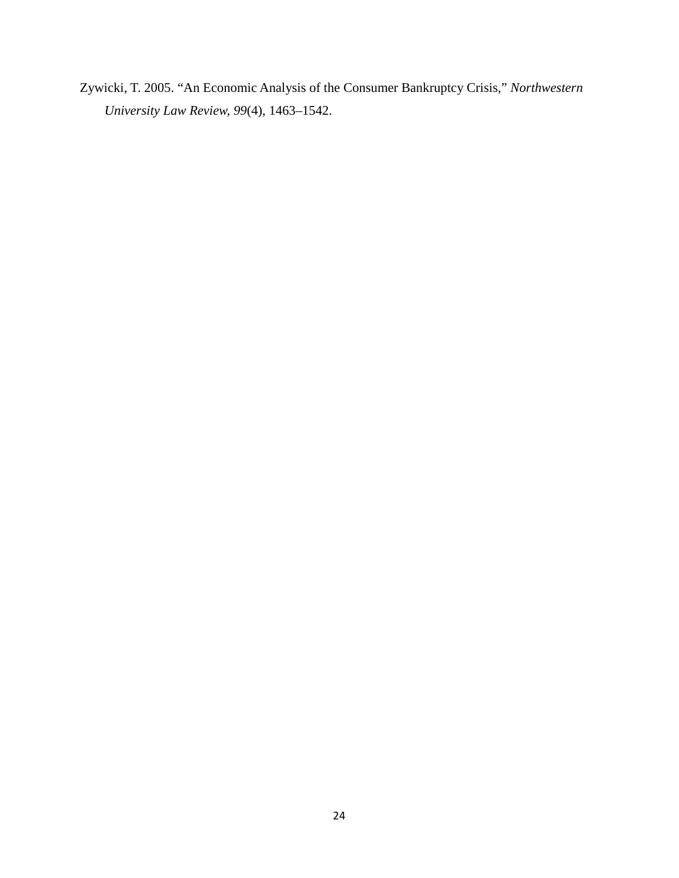Zywicki, T. 2005. "An Economic Analysis of the Consumer Bankruptcy Crisis," *Northwestern University Law Review, 99*(4), 1463–1542.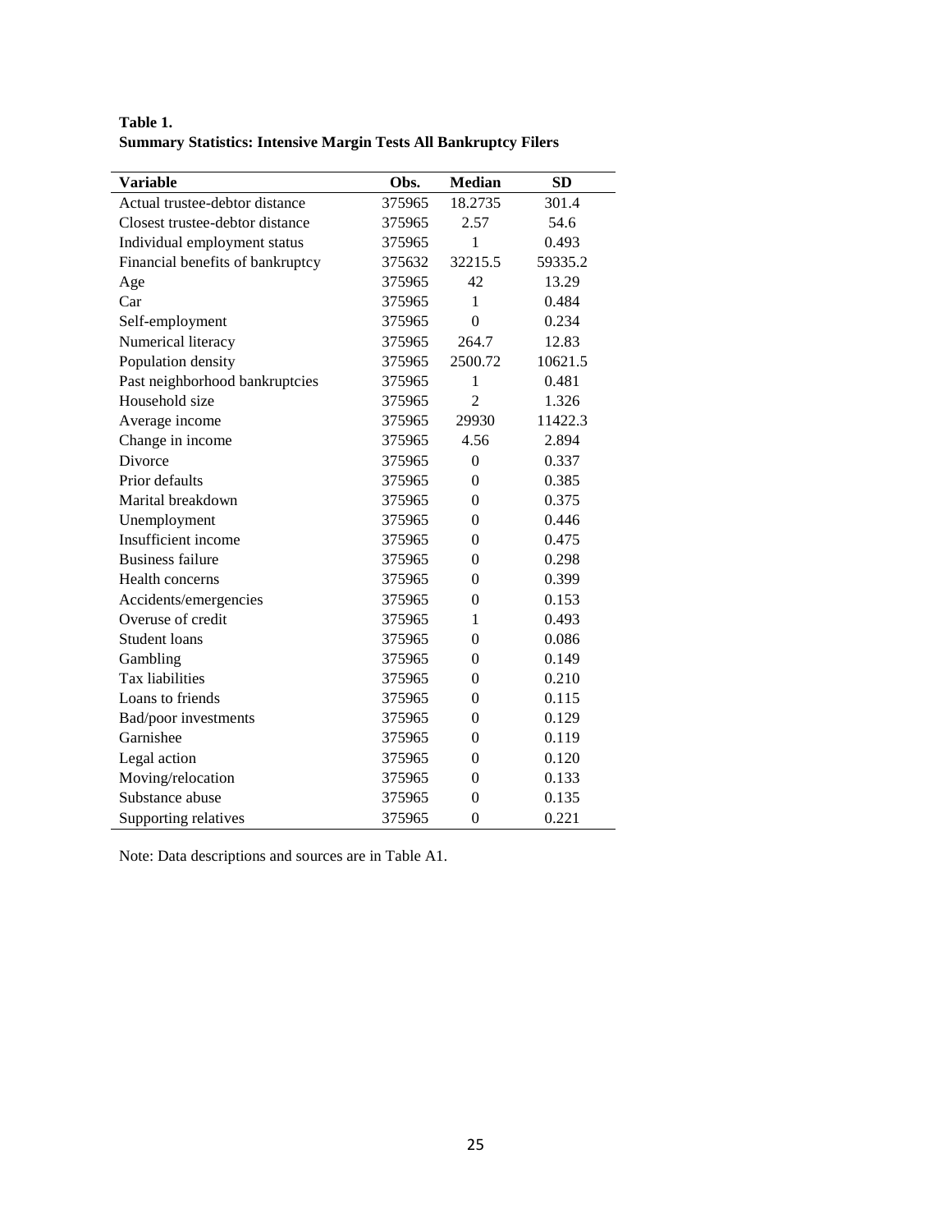**Table 1.**
**Summary Statistics: Intensive Margin Tests All Bankruptcy Filers**

| Variable | Obs. | Median | SD |
|---|---|---|---|
| Actual trustee-debtor distance | 375965 | 18.2735 | 301.4 |
| Closest trustee-debtor distance | 375965 | 2.57 | 54.6 |
| Individual employment status | 375965 | 1 | 0.493 |
| Financial benefits of bankruptcy | 375632 | 32215.5 | 59335.2 |
| Age | 375965 | 42 | 13.29 |
| Car | 375965 | 1 | 0.484 |
| Self-employment | 375965 | 0 | 0.234 |
| Numerical literacy | 375965 | 264.7 | 12.83 |
| Population density | 375965 | 2500.72 | 10621.5 |
| Past neighborhood bankruptcies | 375965 | 1 | 0.481 |
| Household size | 375965 | 2 | 1.326 |
| Average income | 375965 | 29930 | 11422.3 |
| Change in income | 375965 | 4.56 | 2.894 |
| Divorce | 375965 | 0 | 0.337 |
| Prior defaults | 375965 | 0 | 0.385 |
| Marital breakdown | 375965 | 0 | 0.375 |
| Unemployment | 375965 | 0 | 0.446 |
| Insufficient income | 375965 | 0 | 0.475 |
| Business failure | 375965 | 0 | 0.298 |
| Health concerns | 375965 | 0 | 0.399 |
| Accidents/emergencies | 375965 | 0 | 0.153 |
| Overuse of credit | 375965 | 1 | 0.493 |
| Student loans | 375965 | 0 | 0.086 |
| Gambling | 375965 | 0 | 0.149 |
| Tax liabilities | 375965 | 0 | 0.210 |
| Loans to friends | 375965 | 0 | 0.115 |
| Bad/poor investments | 375965 | 0 | 0.129 |
| Garnishee | 375965 | 0 | 0.119 |
| Legal action | 375965 | 0 | 0.120 |
| Moving/relocation | 375965 | 0 | 0.133 |
| Substance abuse | 375965 | 0 | 0.135 |
| Supporting relatives | 375965 | 0 | 0.221 |

Note: Data descriptions and sources are in Table A1.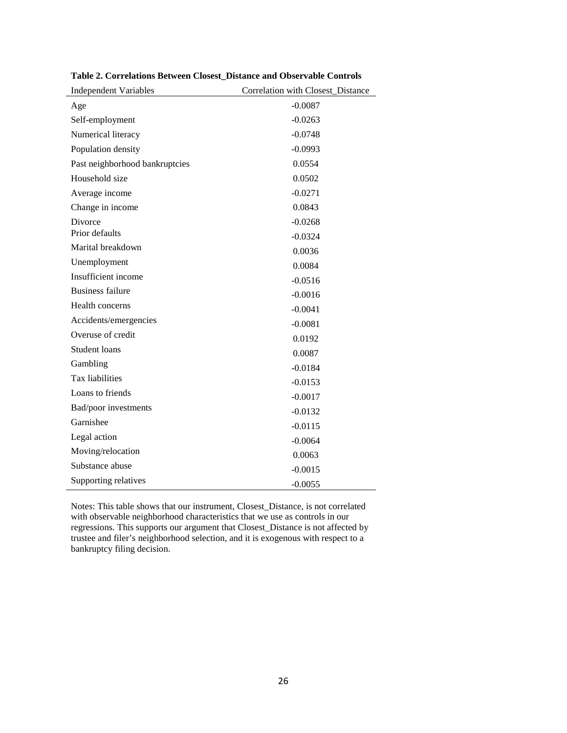**Table 2. Correlations Between Closest_Distance and Observable Controls**

| Independent Variables | Correlation with Closest_Distance |
| --- | --- |
| Age | -0.0087 |
| Self-employment | -0.0263 |
| Numerical literacy | -0.0748 |
| Population density | -0.0993 |
| Past neighborhood bankruptcies | 0.0554 |
| Household size | 0.0502 |
| Average income | -0.0271 |
| Change in income | 0.0843 |
| Divorce | -0.0268 |
| Prior defaults | -0.0324 |
| Marital breakdown | 0.0036 |
| Unemployment | 0.0084 |
| Insufficient income | -0.0516 |
| Business failure | -0.0016 |
| Health concerns | -0.0041 |
| Accidents/emergencies | -0.0081 |
| Overuse of credit | 0.0192 |
| Student loans | 0.0087 |
| Gambling | -0.0184 |
| Tax liabilities | -0.0153 |
| Loans to friends | -0.0017 |
| Bad/poor investments | -0.0132 |
| Garnishee | -0.0115 |
| Legal action | -0.0064 |
| Moving/relocation | 0.0063 |
| Substance abuse | -0.0015 |
| Supporting relatives | -0.0055 |

Notes: This table shows that our instrument, Closest_Distance, is not correlated with observable neighborhood characteristics that we use as controls in our regressions. This supports our argument that Closest_Distance is not affected by trustee and filer's neighborhood selection, and it is exogenous with respect to a bankruptcy filing decision.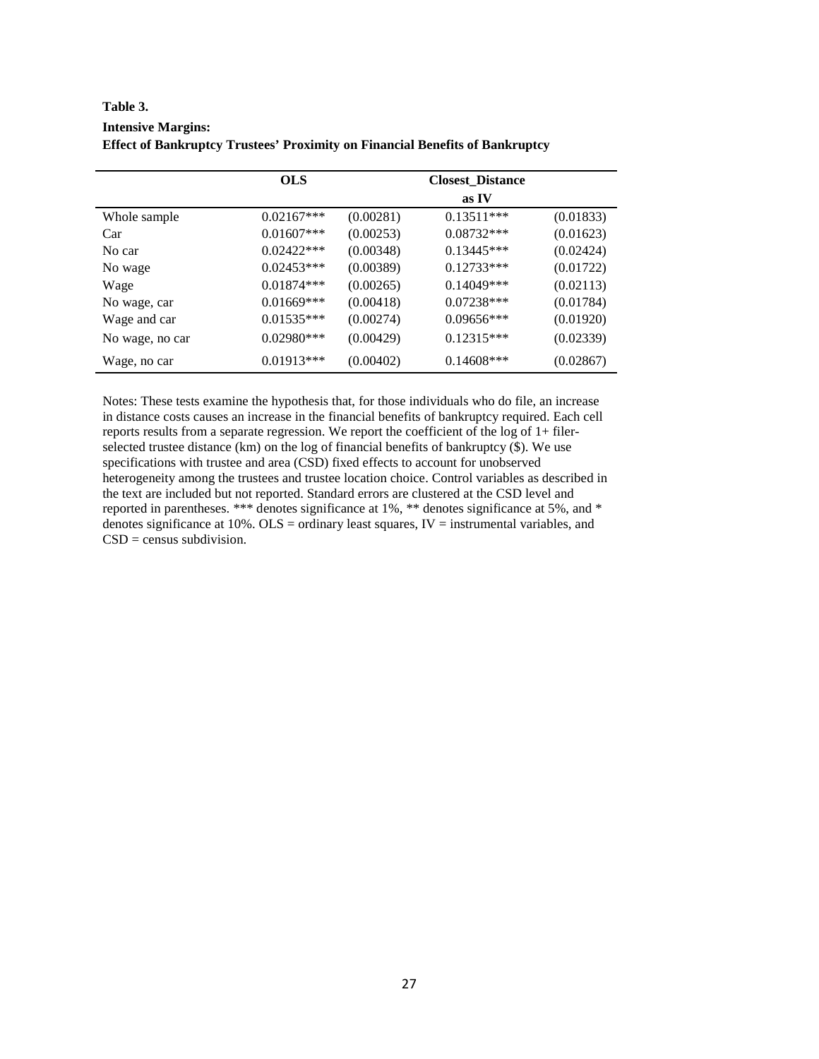**Table 3.**

**Intensive Margins:**
**Effect of Bankruptcy Trustees' Proximity on Financial Benefits of Bankruptcy**

| | OLS | | Closest_Distance as IV | |
|---|---|---|---|---|
| Whole sample | 0.02167*** | (0.00281) | 0.13511*** | (0.01833) |
| Car | 0.01607*** | (0.00253) | 0.08732*** | (0.01623) |
| No car | 0.02422*** | (0.00348) | 0.13445*** | (0.02424) |
| No wage | 0.02453*** | (0.00389) | 0.12733*** | (0.01722) |
| Wage | 0.01874*** | (0.00265) | 0.14049*** | (0.02113) |
| No wage, car | 0.01669*** | (0.00418) | 0.07238*** | (0.01784) |
| Wage and car | 0.01535*** | (0.00274) | 0.09656*** | (0.01920) |
| No wage, no car | 0.02980*** | (0.00429) | 0.12315*** | (0.02339) |
| Wage, no car | 0.01913*** | (0.00402) | 0.14608*** | (0.02867) |

Notes: These tests examine the hypothesis that, for those individuals who do file, an increase in distance costs causes an increase in the financial benefits of bankruptcy required. Each cell reports results from a separate regression. We report the coefficient of the log of 1+ filer-selected trustee distance (km) on the log of financial benefits of bankruptcy ($). We use specifications with trustee and area (CSD) fixed effects to account for unobserved heterogeneity among the trustees and trustee location choice. Control variables as described in the text are included but not reported. Standard errors are clustered at the CSD level and reported in parentheses. *** denotes significance at 1%, ** denotes significance at 5%, and * denotes significance at 10%. OLS = ordinary least squares, IV = instrumental variables, and CSD = census subdivision.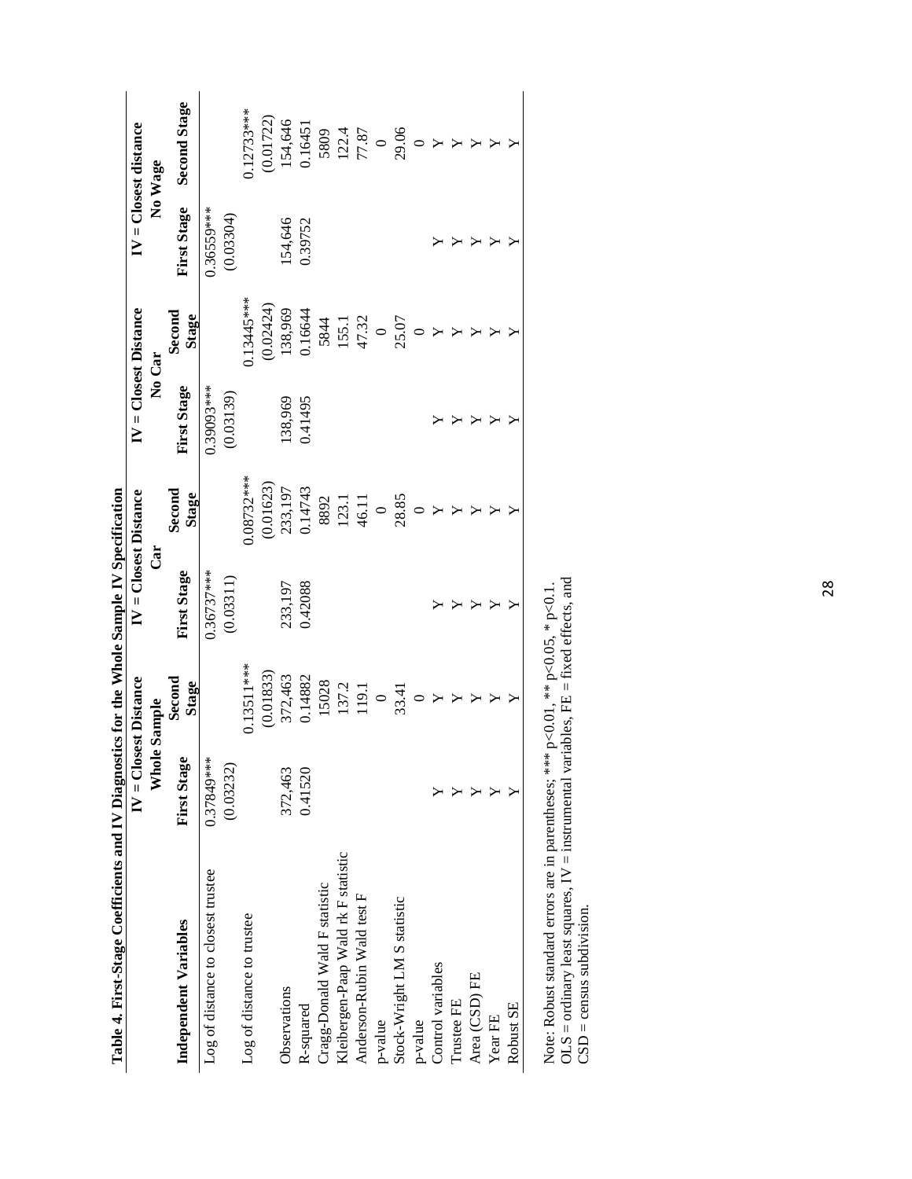**Table 4. First-Stage Coefficients and IV Diagnostics for the Whole Sample IV Specification**

| Independent Variables | IV = Closest Distance Whole Sample | | IV = Closest Distance Car | | IV = Closest Distance No Car | | IV = Closest distance No Wage | |
|---|---|---|---|---|---|---|---|---|
| | First Stage | Second Stage | First Stage | Second Stage | First Stage | Second Stage | First Stage | Second Stage |
| Log of distance to closest trustee | 0.37849*** | | 0.36737*** | | 0.39093*** | | 0.36559*** | |
| | (0.03232) | | (0.03311) | | (0.03139) | | (0.03304) | |
| Log of distance to trustee | | 0.13511*** | | 0.08732*** | | 0.13445*** | | 0.12733*** |
| | | (0.01833) | | (0.01623) | | (0.02424) | | (0.01722) |
| Observations | 372,463 | 372,463 | 233,197 | 233,197 | 138,969 | 138,969 | 154,646 | 154,646 |
| R-squared | 0.41520 | 0.14882 | 0.42088 | 0.14743 | 0.41495 | 0.16644 | 0.39752 | 0.16451 |
| Cragg-Donald Wald F statistic | | 15028 | | 8892 | | 5844 | | 5809 |
| Kleibergen-Paap Wald rk F statistic | | 137.2 | | 123.1 | | 155.1 | | 122.4 |
| Anderson-Rubin Wald test F | | 119.1 | | 46.11 | | 47.32 | | 77.87 |
| p-value | | 0 | | 0 | | 0 | | 0 |
| Stock-Wright LM S statistic | | 33.41 | | 28.85 | | 25.07 | | 29.06 |
| p-value | | 0 | | 0 | | 0 | | 0 |
| Control variables | Y | Y | Y | Y | Y | Y | Y | Y |
| Trustee FE | Y | Y | Y | Y | Y | Y | Y | Y |
| Area (CSD) FE | Y | Y | Y | Y | Y | Y | Y | Y |
| Year FE | Y | Y | Y | Y | Y | Y | Y | Y |
| Robust SE | Y | Y | Y | Y | Y | Y | Y | Y |

Note: Robust standard errors are in parentheses; *** p<0.01, ** p<0.05, * p<0.1.
OLS = ordinary least squares, IV = instrumental variables, FE = fixed effects, and CSD = census subdivision.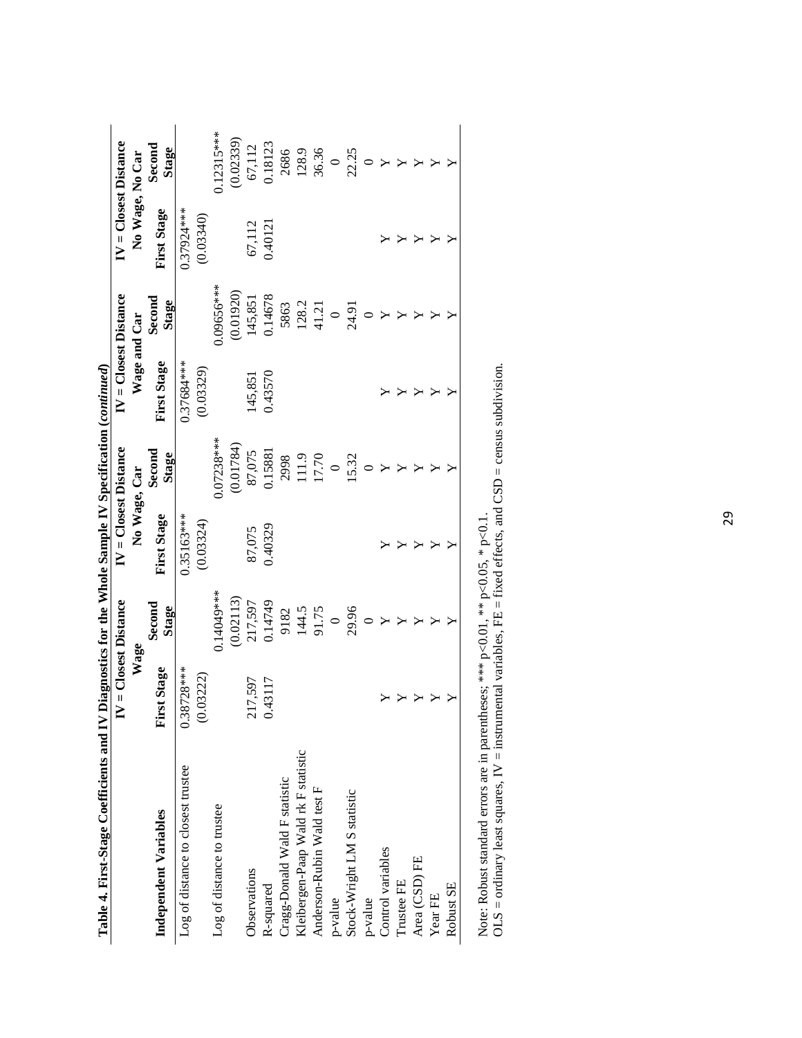**Table 4. First-Stage Coefficients and IV Diagnostics for the Whole Sample IV Specification (*continued*)**

| Independent Variables | IV = Closest Distance Wage | | IV = Closest Distance No Wage, Car | | IV = Closest Distance Wage and Car | | IV = Closest Distance No Wage, No Car | |
|---|---|---|---|---|---|---|---|---|
| | First Stage | Second Stage | First Stage | Second Stage | First Stage | Second Stage | First Stage | Second Stage |
| Log of distance to closest trustee | 0.38728*** | | 0.35163*** | | 0.37684*** | | 0.37924*** | |
| | (0.03222) | | (0.03324) | | (0.03329) | | (0.03340) | |
| Log of distance to trustee | | 0.14049*** | | 0.07238*** | | 0.09656*** | | 0.12315*** |
| | | (0.02113) | | (0.01784) | | (0.01920) | | (0.02339) |
| Observations | 217,597 | 217,597 | 87,075 | 87,075 | 145,851 | 145,851 | 67,112 | 67,112 |
| R-squared | 0.43117 | 0.14749 | 0.40329 | 0.15881 | 0.43570 | 0.14678 | 0.40121 | 0.18123 |
| Cragg-Donald Wald F statistic | | 9182 | | 2998 | | 5863 | | 2686 |
| Kleibergen-Paap Wald rk F statistic | | 144.5 | | 111.9 | | 128.2 | | 128.9 |
| Anderson-Rubin Wald test F | | 91.75 | | 17.70 | | 41.21 | | 36.36 |
| p-value | | 0 | | 0 | | 0 | | 0 |
| Stock-Wright LM S statistic | | 29.96 | | 15.32 | | 24.91 | | 22.25 |
| p-value | | 0 | | 0 | | 0 | | 0 |
| Control variables | Y | Y | Y | Y | Y | Y | Y | Y |
| Trustee FE | Y | Y | Y | Y | Y | Y | Y | Y |
| Area (CSD) FE | Y | Y | Y | Y | Y | Y | Y | Y |
| Year FE | Y | Y | Y | Y | Y | Y | Y | Y |
| Robust SE | Y | Y | Y | Y | Y | Y | Y | Y |

Note: Robust standard errors are in parentheses; *** p<0.01, ** p<0.05, * p<0.1.
OLS = ordinary least squares, IV = instrumental variables, FE = fixed effects, and CSD = census subdivision.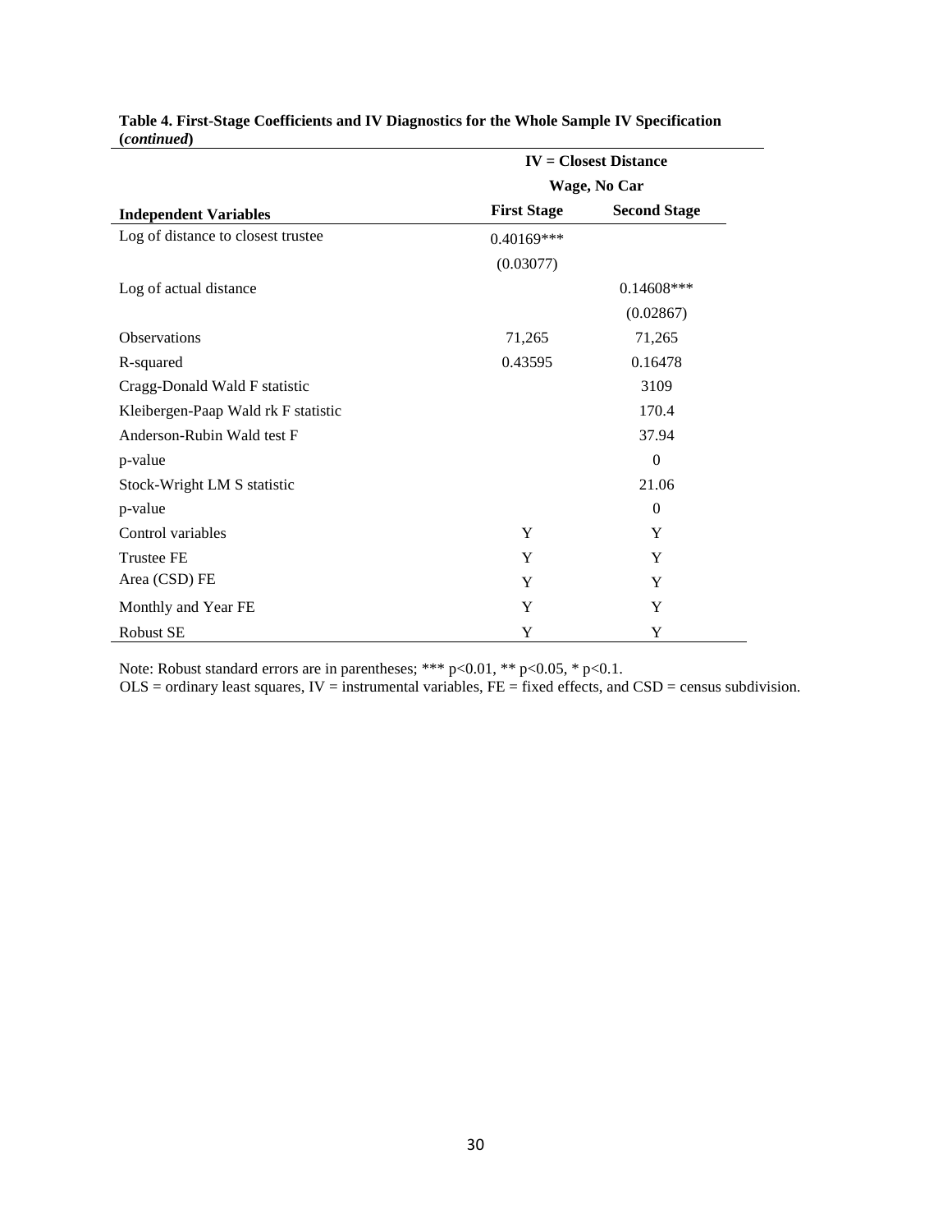**Table 4. First-Stage Coefficients and IV Diagnostics for the Whole Sample IV Specification (*continued*)**

| | IV = Closest Distance | |
|---|---|---|
| | Wage, No Car | |
| **Independent Variables** | **First Stage** | **Second Stage** |
| Log of distance to closest trustee | 0.40169*** | |
| | (0.03077) | |
| Log of actual distance | | 0.14608*** |
| | | (0.02867) |
| Observations | 71,265 | 71,265 |
| R-squared | 0.43595 | 0.16478 |
| Cragg-Donald Wald F statistic | | 3109 |
| Kleibergen-Paap Wald rk F statistic | | 170.4 |
| Anderson-Rubin Wald test F | | 37.94 |
| p-value | | 0 |
| Stock-Wright LM S statistic | | 21.06 |
| p-value | | 0 |
| Control variables | Y | Y |
| Trustee FE | Y | Y |
| Area (CSD) FE | Y | Y |
| Monthly and Year FE | Y | Y |
| Robust SE | Y | Y |

Note: Robust standard errors are in parentheses; *** $p<0.01$, ** $p<0.05$, * $p<0.1$.
OLS = ordinary least squares, IV = instrumental variables, FE = fixed effects, and CSD = census subdivision.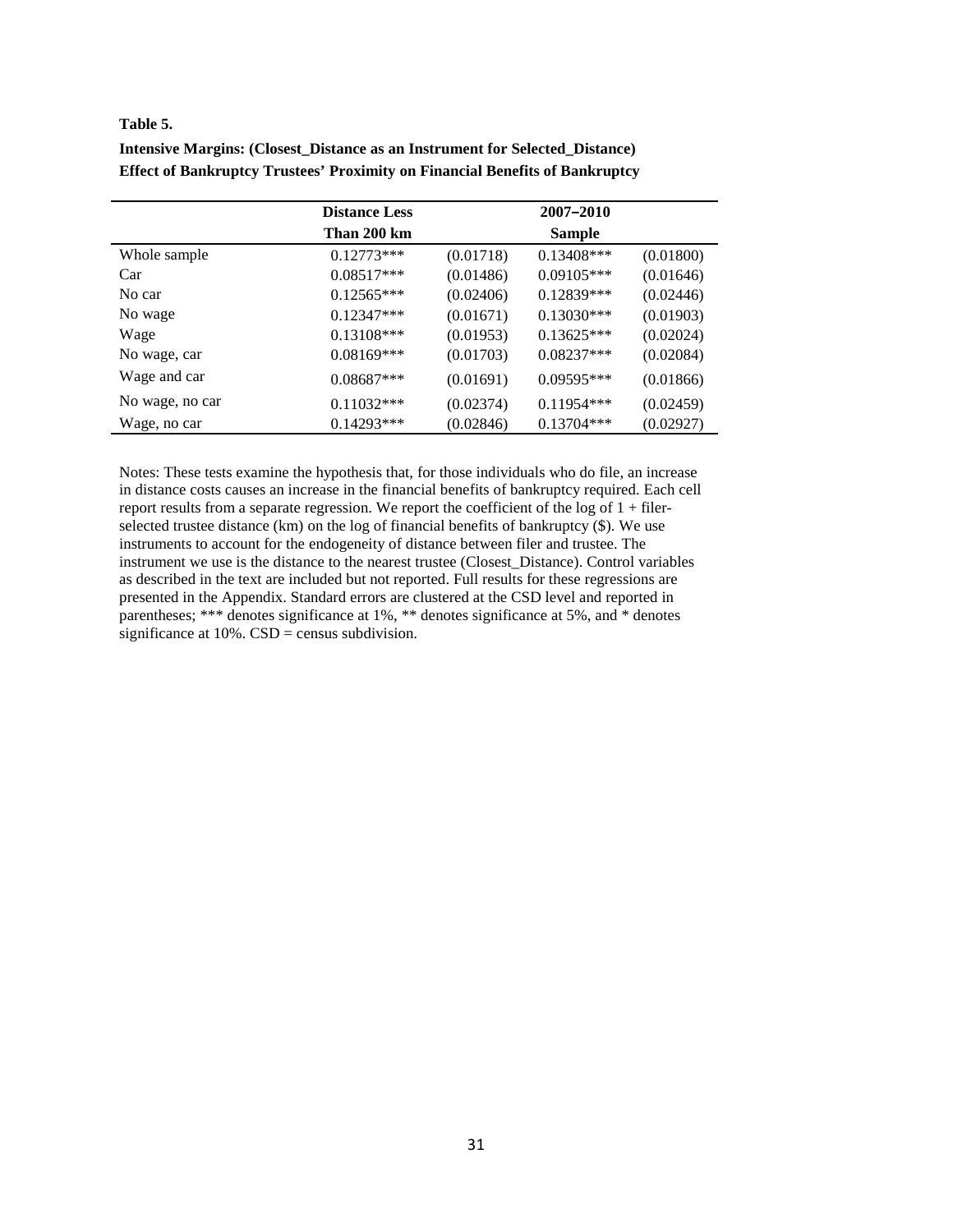**Table 5.**

**Intensive Margins: (Closest_Distance as an Instrument for Selected_Distance)**
**Effect of Bankruptcy Trustees' Proximity on Financial Benefits of Bankruptcy**

| | **Distance Less Than 200 km** | | **2007–2010 Sample** | |
|---|---|---|---|---|
| Whole sample | 0.12773*** | (0.01718) | 0.13408*** | (0.01800) |
| Car | 0.08517*** | (0.01486) | 0.09105*** | (0.01646) |
| No car | 0.12565*** | (0.02406) | 0.12839*** | (0.02446) |
| No wage | 0.12347*** | (0.01671) | 0.13030*** | (0.01903) |
| Wage | 0.13108*** | (0.01953) | 0.13625*** | (0.02024) |
| No wage, car | 0.08169*** | (0.01703) | 0.08237*** | (0.02084) |
| Wage and car | 0.08687*** | (0.01691) | 0.09595*** | (0.01866) |
| No wage, no car | 0.11032*** | (0.02374) | 0.11954*** | (0.02459) |
| Wage, no car | 0.14293*** | (0.02846) | 0.13704*** | (0.02927) |

Notes: These tests examine the hypothesis that, for those individuals who do file, an increase in distance costs causes an increase in the financial benefits of bankruptcy required. Each cell report results from a separate regression. We report the coefficient of the log of 1 + filer-selected trustee distance (km) on the log of financial benefits of bankruptcy ($). We use instruments to account for the endogeneity of distance between filer and trustee. The instrument we use is the distance to the nearest trustee (Closest_Distance). Control variables as described in the text are included but not reported. Full results for these regressions are presented in the Appendix. Standard errors are clustered at the CSD level and reported in parentheses; *** denotes significance at 1%, ** denotes significance at 5%, and * denotes significance at 10%. CSD = census subdivision.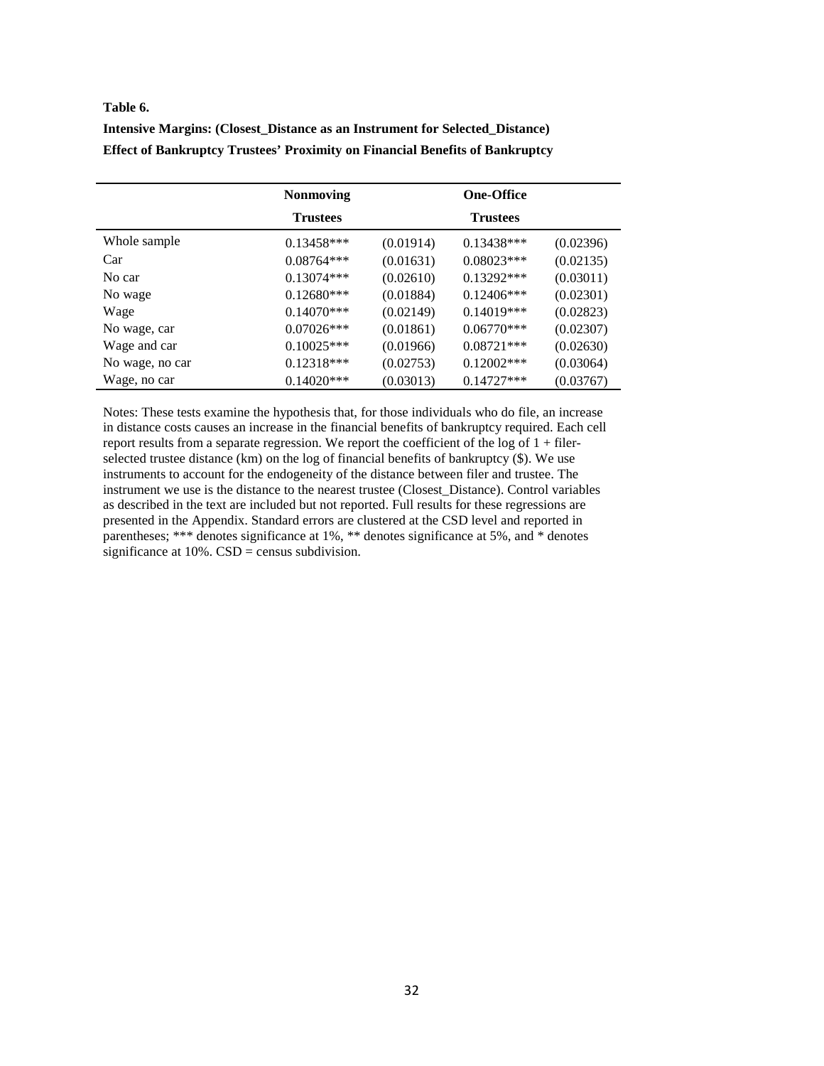**Table 6.**

**Intensive Margins: (Closest_Distance as an Instrument for Selected_Distance)**
**Effect of Bankruptcy Trustees' Proximity on Financial Benefits of Bankruptcy**

| | Nonmoving Trustees | | One-Office Trustees | |
|---|---|---|---|---|
| Whole sample | 0.13458*** | (0.01914) | 0.13438*** | (0.02396) |
| Car | 0.08764*** | (0.01631) | 0.08023*** | (0.02135) |
| No car | 0.13074*** | (0.02610) | 0.13292*** | (0.03011) |
| No wage | 0.12680*** | (0.01884) | 0.12406*** | (0.02301) |
| Wage | 0.14070*** | (0.02149) | 0.14019*** | (0.02823) |
| No wage, car | 0.07026*** | (0.01861) | 0.06770*** | (0.02307) |
| Wage and car | 0.10025*** | (0.01966) | 0.08721*** | (0.02630) |
| No wage, no car | 0.12318*** | (0.02753) | 0.12002*** | (0.03064) |
| Wage, no car | 0.14020*** | (0.03013) | 0.14727*** | (0.03767) |

Notes: These tests examine the hypothesis that, for those individuals who do file, an increase in distance costs causes an increase in the financial benefits of bankruptcy required. Each cell report results from a separate regression. We report the coefficient of the log of 1 + filer-selected trustee distance (km) on the log of financial benefits of bankruptcy ($). We use instruments to account for the endogeneity of the distance between filer and trustee. The instrument we use is the distance to the nearest trustee (Closest_Distance). Control variables as described in the text are included but not reported. Full results for these regressions are presented in the Appendix. Standard errors are clustered at the CSD level and reported in parentheses; *** denotes significance at 1%, ** denotes significance at 5%, and * denotes significance at 10%. CSD = census subdivision.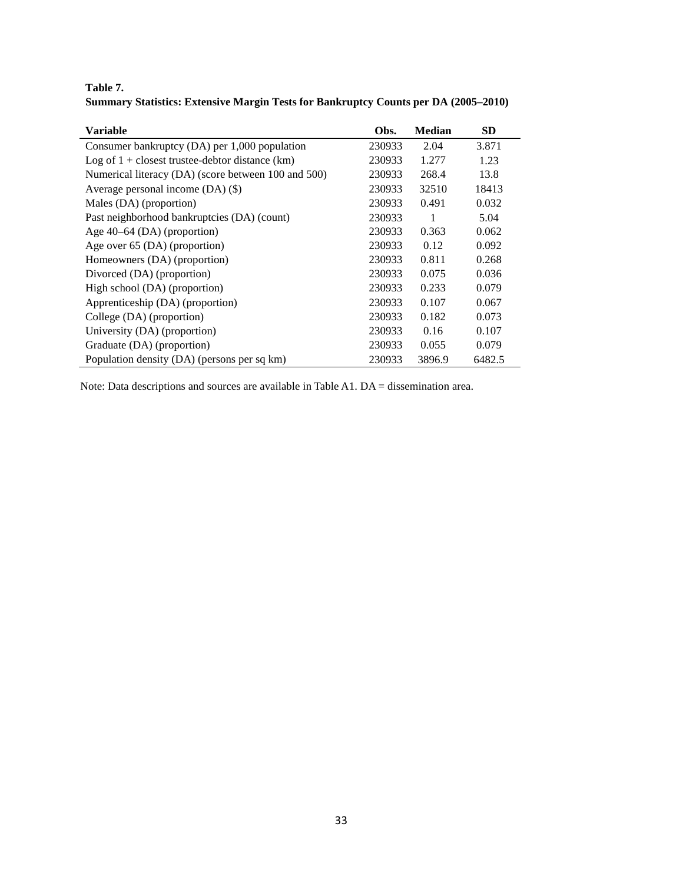**Table 7.**
**Summary Statistics: Extensive Margin Tests for Bankruptcy Counts per DA (2005–2010)**

| Variable | Obs. | Median | SD |
|---|---|---|---|
| Consumer bankruptcy (DA) per 1,000 population | 230933 | 2.04 | 3.871 |
| Log of 1 + closest trustee-debtor distance (km) | 230933 | 1.277 | 1.23 |
| Numerical literacy (DA) (score between 100 and 500) | 230933 | 268.4 | 13.8 |
| Average personal income (DA) ($) | 230933 | 32510 | 18413 |
| Males (DA) (proportion) | 230933 | 0.491 | 0.032 |
| Past neighborhood bankruptcies (DA) (count) | 230933 | 1 | 5.04 |
| Age 40–64 (DA) (proportion) | 230933 | 0.363 | 0.062 |
| Age over 65 (DA) (proportion) | 230933 | 0.12 | 0.092 |
| Homeowners (DA) (proportion) | 230933 | 0.811 | 0.268 |
| Divorced (DA) (proportion) | 230933 | 0.075 | 0.036 |
| High school (DA) (proportion) | 230933 | 0.233 | 0.079 |
| Apprenticeship (DA) (proportion) | 230933 | 0.107 | 0.067 |
| College (DA) (proportion) | 230933 | 0.182 | 0.073 |
| University (DA) (proportion) | 230933 | 0.16 | 0.107 |
| Graduate (DA) (proportion) | 230933 | 0.055 | 0.079 |
| Population density (DA) (persons per sq km) | 230933 | 3896.9 | 6482.5 |

Note: Data descriptions and sources are available in Table A1. DA = dissemination area.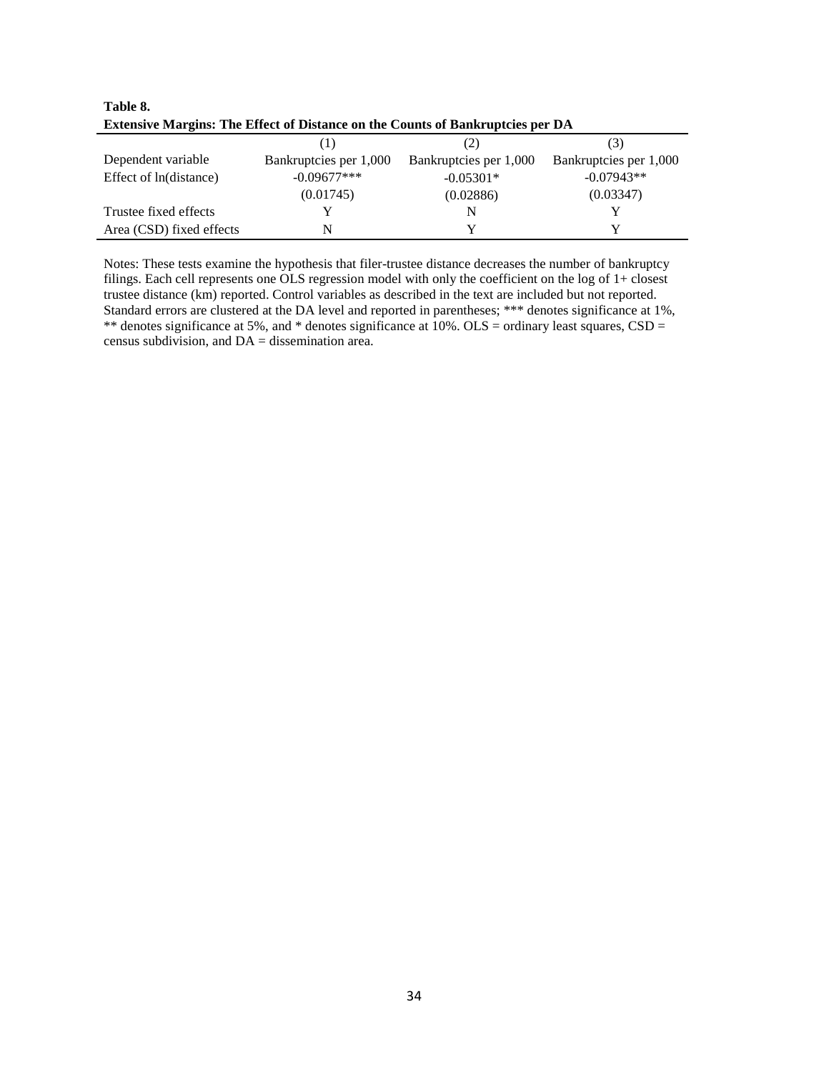**Table 8.**
**Extensive Margins: The Effect of Distance on the Counts of Bankruptcies per DA**

| | (1) | (2) | (3) |
|---|---|---|---|
| Dependent variable | Bankruptcies per 1,000 | Bankruptcies per 1,000 | Bankruptcies per 1,000 |
| Effect of ln(distance) | -0.09677*** | -0.05301* | -0.07943** |
| | (0.01745) | (0.02886) | (0.03347) |
| Trustee fixed effects | Y | N | Y |
| Area (CSD) fixed effects | N | Y | Y |

Notes: These tests examine the hypothesis that filer-trustee distance decreases the number of bankruptcy filings. Each cell represents one OLS regression model with only the coefficient on the log of 1+ closest trustee distance (km) reported. Control variables as described in the text are included but not reported. Standard errors are clustered at the DA level and reported in parentheses; *** denotes significance at 1%, ** denotes significance at 5%, and * denotes significance at 10%. OLS = ordinary least squares, CSD = census subdivision, and DA = dissemination area.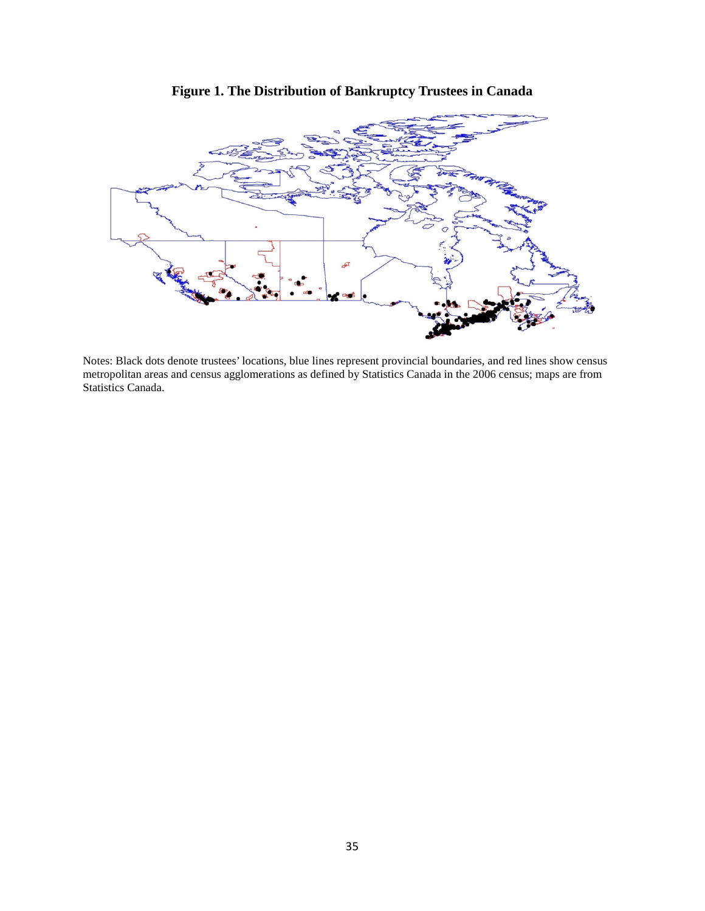**Figure 1. The Distribution of Bankruptcy Trustees in Canada**

Notes: Black dots denote trustees' locations, blue lines represent provincial boundaries, and red lines show census metropolitan areas and census agglomerations as defined by Statistics Canada in the 2006 census; maps are from Statistics Canada.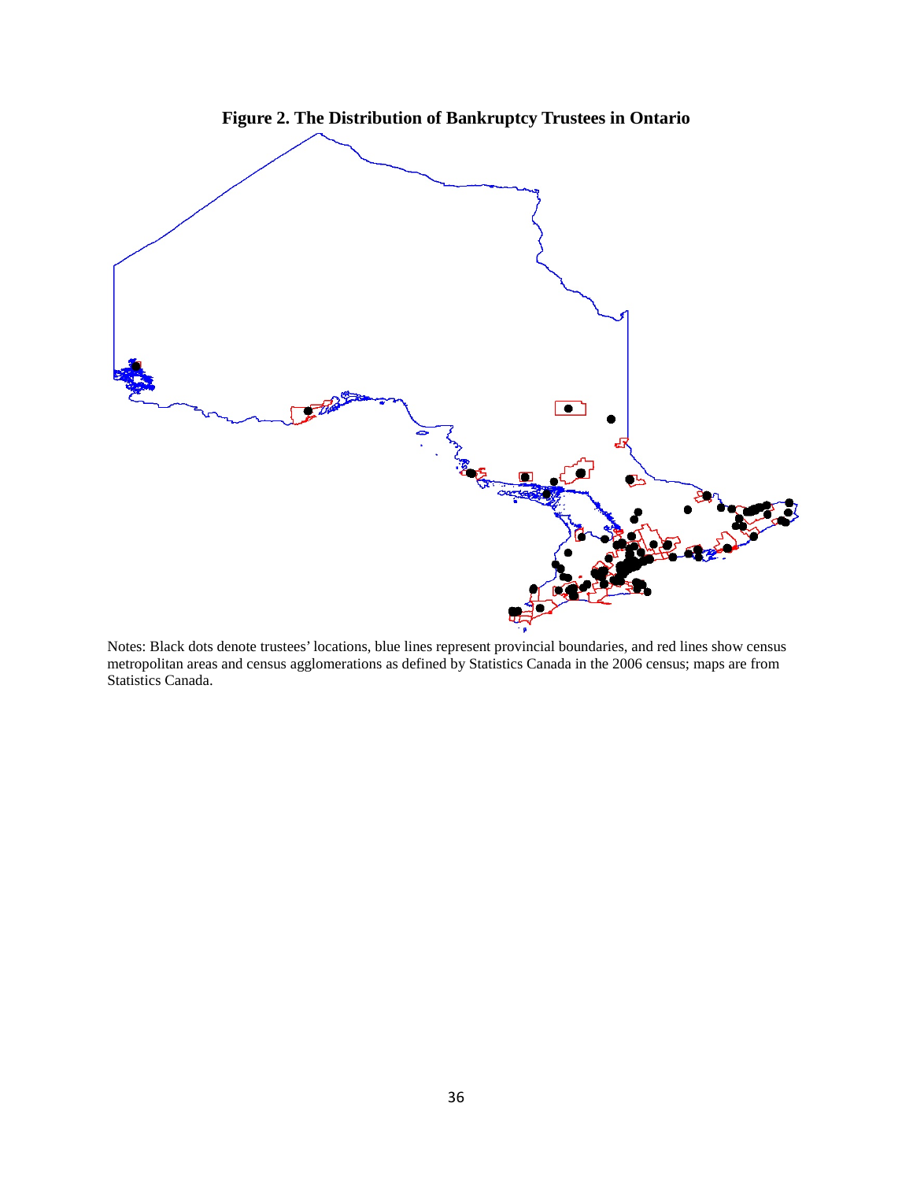**Figure 2. The Distribution of Bankruptcy Trustees in Ontario**

Notes: Black dots denote trustees' locations, blue lines represent provincial boundaries, and red lines show census metropolitan areas and census agglomerations as defined by Statistics Canada in the 2006 census; maps are from Statistics Canada.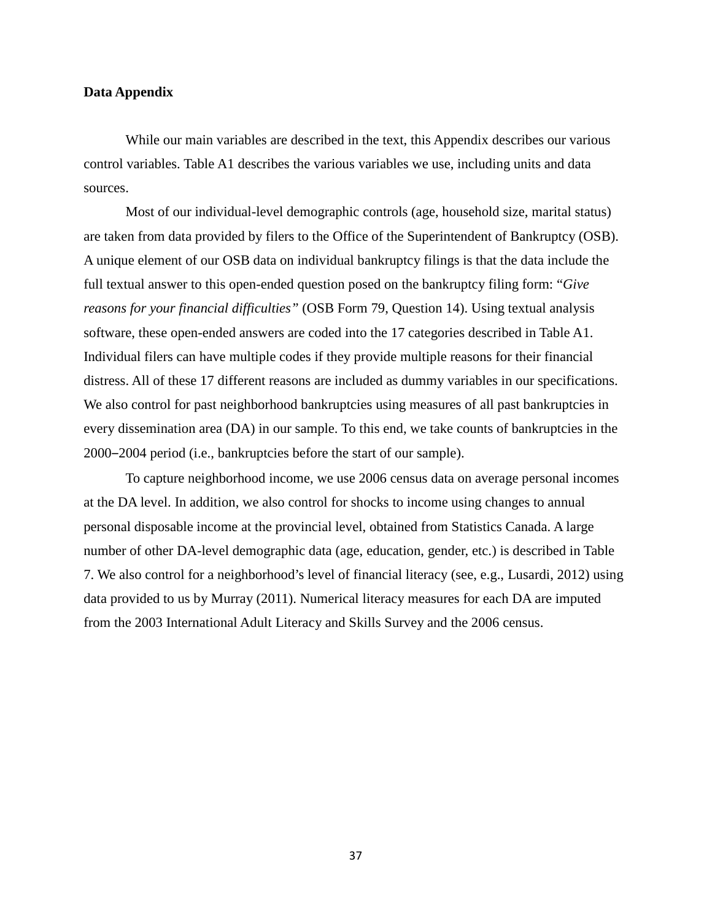## Data Appendix

While our main variables are described in the text, this Appendix describes our various control variables. Table A1 describes the various variables we use, including units and data sources.

Most of our individual-level demographic controls (age, household size, marital status) are taken from data provided by filers to the Office of the Superintendent of Bankruptcy (OSB). A unique element of our OSB data on individual bankruptcy filings is that the data include the full textual answer to this open-ended question posed on the bankruptcy filing form: "*Give reasons for your financial difficulties*" (OSB Form 79, Question 14). Using textual analysis software, these open-ended answers are coded into the 17 categories described in Table A1. Individual filers can have multiple codes if they provide multiple reasons for their financial distress. All of these 17 different reasons are included as dummy variables in our specifications. We also control for past neighborhood bankruptcies using measures of all past bankruptcies in every dissemination area (DA) in our sample. To this end, we take counts of bankruptcies in the 2000–2004 period (i.e., bankruptcies before the start of our sample).

To capture neighborhood income, we use 2006 census data on average personal incomes at the DA level. In addition, we also control for shocks to income using changes to annual personal disposable income at the provincial level, obtained from Statistics Canada. A large number of other DA-level demographic data (age, education, gender, etc.) is described in Table 7. We also control for a neighborhood's level of financial literacy (see, e.g., Lusardi, 2012) using data provided to us by Murray (2011). Numerical literacy measures for each DA are imputed from the 2003 International Adult Literacy and Skills Survey and the 2006 census.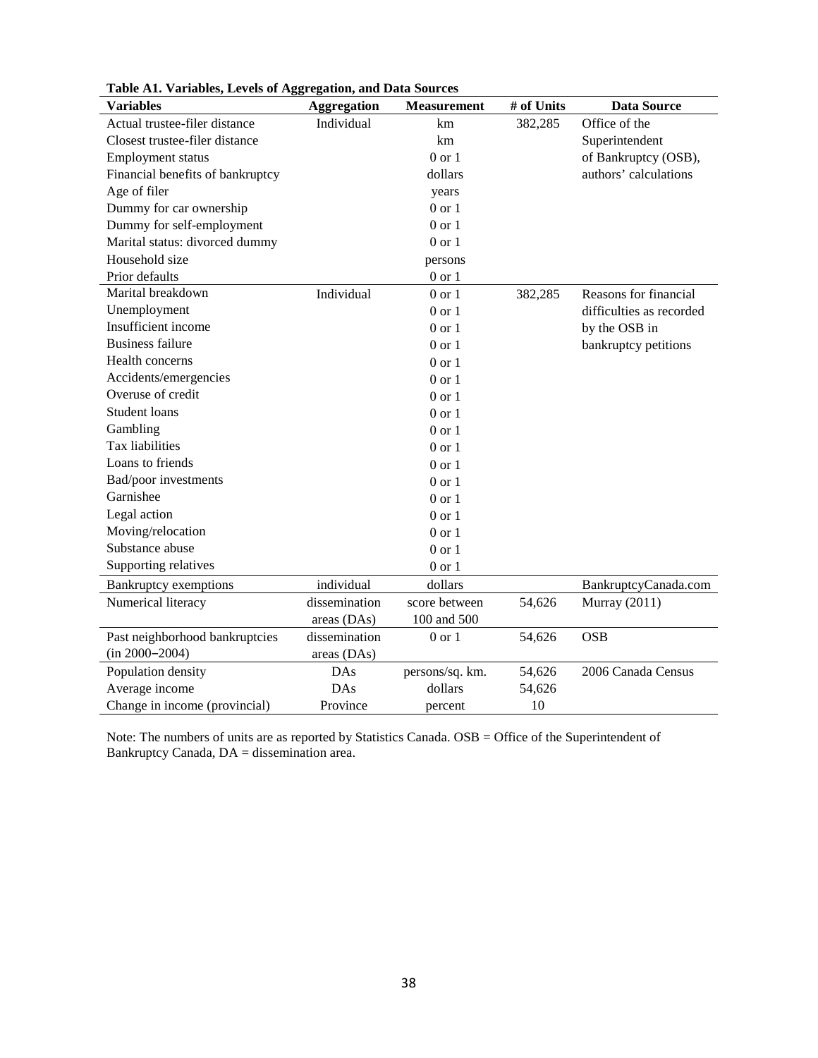**Table A1. Variables, Levels of Aggregation, and Data Sources**

| Variables | Aggregation | Measurement | # of Units | Data Source |
|---|---|---|---|---|
| Actual trustee-filer distance | Individual | km | 382,285 | Office of the Superintendent of Bankruptcy (OSB), authors' calculations |
| Closest trustee-filer distance | | km | | |
| Employment status | | 0 or 1 | | |
| Financial benefits of bankruptcy | | dollars | | |
| Age of filer | | years | | |
| Dummy for car ownership | | 0 or 1 | | |
| Dummy for self-employment | | 0 or 1 | | |
| Marital status: divorced dummy | | 0 or 1 | | |
| Household size | | persons | | |
| Prior defaults | | 0 or 1 | | |
| Marital breakdown | Individual | 0 or 1 | 382,285 | Reasons for financial difficulties as recorded by the OSB in bankruptcy petitions |
| Unemployment | | 0 or 1 | | |
| Insufficient income | | 0 or 1 | | |
| Business failure | | 0 or 1 | | |
| Health concerns | | 0 or 1 | | |
| Accidents/emergencies | | 0 or 1 | | |
| Overuse of credit | | 0 or 1 | | |
| Student loans | | 0 or 1 | | |
| Gambling | | 0 or 1 | | |
| Tax liabilities | | 0 or 1 | | |
| Loans to friends | | 0 or 1 | | |
| Bad/poor investments | | 0 or 1 | | |
| Garnishee | | 0 or 1 | | |
| Legal action | | 0 or 1 | | |
| Moving/relocation | | 0 or 1 | | |
| Substance abuse | | 0 or 1 | | |
| Supporting relatives | | 0 or 1 | | |
| Bankruptcy exemptions | individual | dollars | | BankruptcyCanada.com |
| Numerical literacy | dissemination areas (DAs) | score between 100 and 500 | 54,626 | Murray (2011) |
| Past neighborhood bankruptcies (in 2000–2004) | dissemination areas (DAs) | 0 or 1 | 54,626 | OSB |
| Population density | DAs | persons/sq. km. | 54,626 | 2006 Canada Census |
| Average income | DAs | dollars | 54,626 | |
| Change in income (provincial) | Province | percent | 10 | |

Note: The numbers of units are as reported by Statistics Canada. OSB = Office of the Superintendent of Bankruptcy Canada, DA = dissemination area.